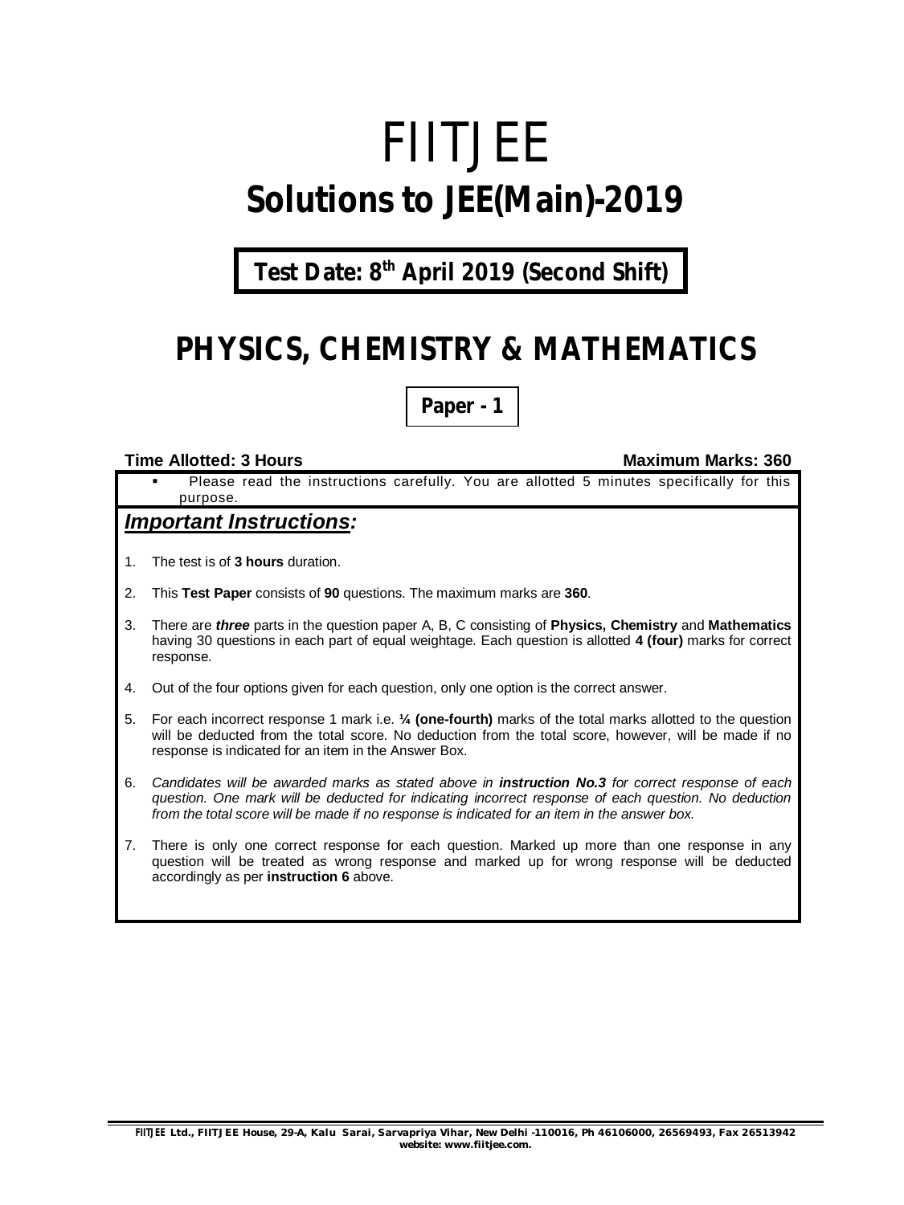# FIITJEE

# Solutions to JEE(Main)-2019

**Test Date: 8th April 2019 (Second Shift)**

## PHYSICS, CHEMISTRY & MATHEMATICS

**Paper - 1**

**Time Allotted: 3 Hours** **Maximum Marks: 360**

- Please read the instructions carefully. You are allotted 5 minutes specifically for this purpose.

### *Important Instructions:*

1. The test is of **3 hours** duration.
2. This **Test Paper** consists of **90** questions. The maximum marks are **360**.
3. There are ***three*** parts in the question paper A, B, C consisting of **Physics, Chemistry** and **Mathematics** having 30 questions in each part of equal weightage. Each question is allotted **4 (four)** marks for correct response.
4. Out of the four options given for each question, only one option is the correct answer.
5. For each incorrect response 1 mark i.e. **¼ (one-fourth)** marks of the total marks allotted to the question will be deducted from the total score. No deduction from the total score, however, will be made if no response is indicated for an item in the Answer Box.
6. *Candidates will be awarded marks as stated above in **instruction No.3** for correct response of each question. One mark will be deducted for indicating incorrect response of each question. No deduction from the total score will be made if no response is indicated for an item in the answer box.*
7. There is only one correct response for each question. Marked up more than one response in any question will be treated as wrong response and marked up for wrong response will be deducted accordingly as per **instruction 6** above.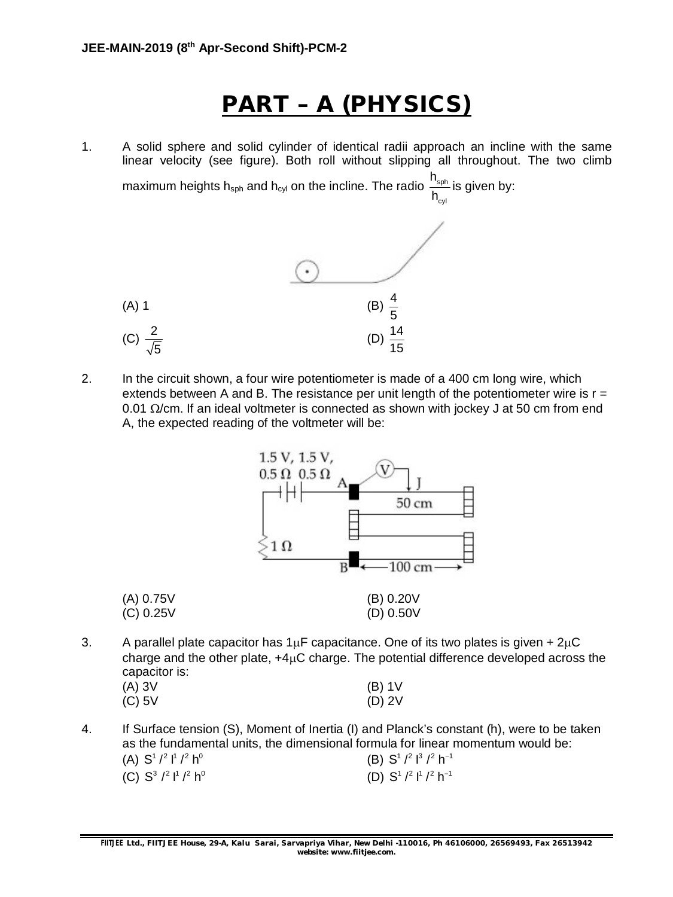# PART – A (PHYSICS)

1. A solid sphere and solid cylinder of identical radii approach an incline with the same linear velocity (see figure). Both roll without slipping all throughout. The two climb maximum heights $h_{sph}$ and $h_{cyl}$ on the incline. The radio $\frac{h_{sph}}{h_{cyl}}$ is given by:

   (A) 1 (B) $\frac{4}{5}$
   (C) $\frac{2}{\sqrt{5}}$ (D) $\frac{14}{15}$

2. In the circuit shown, a four wire potentiometer is made of a 400 cm long wire, which extends between A and B. The resistance per unit length of the potentiometer wire is r = 0.01 Ω/cm. If an ideal voltmeter is connected as shown with jockey J at 50 cm from end A, the expected reading of the voltmeter will be:

   1.5 V, 1.5 V,
   0.5 Ω 0.5 Ω
   A, J, 50 cm, 1 Ω, B, 100 cm

   (A) 0.75V (B) 0.20V
   (C) 0.25V (D) 0.50V

3. A parallel plate capacitor has 1μF capacitance. One of its two plates is given + 2μC charge and the other plate, +4μC charge. The potential difference developed across the capacitor is:

   (A) 3V (B) 1V
   (C) 5V (D) 2V

4. If Surface tension (S), Moment of Inertia (I) and Planck's constant (h), were to be taken as the fundamental units, the dimensional formula for linear momentum would be:

   (A) $S^{1/2} I^{1/2} h^{0}$ (B) $S^{1/2} I^{3/2} h^{-1}$
   (C) $S^{3/2} I^{1/2} h^{0}$ (D) $S^{1/2} I^{1/2} h^{-1}$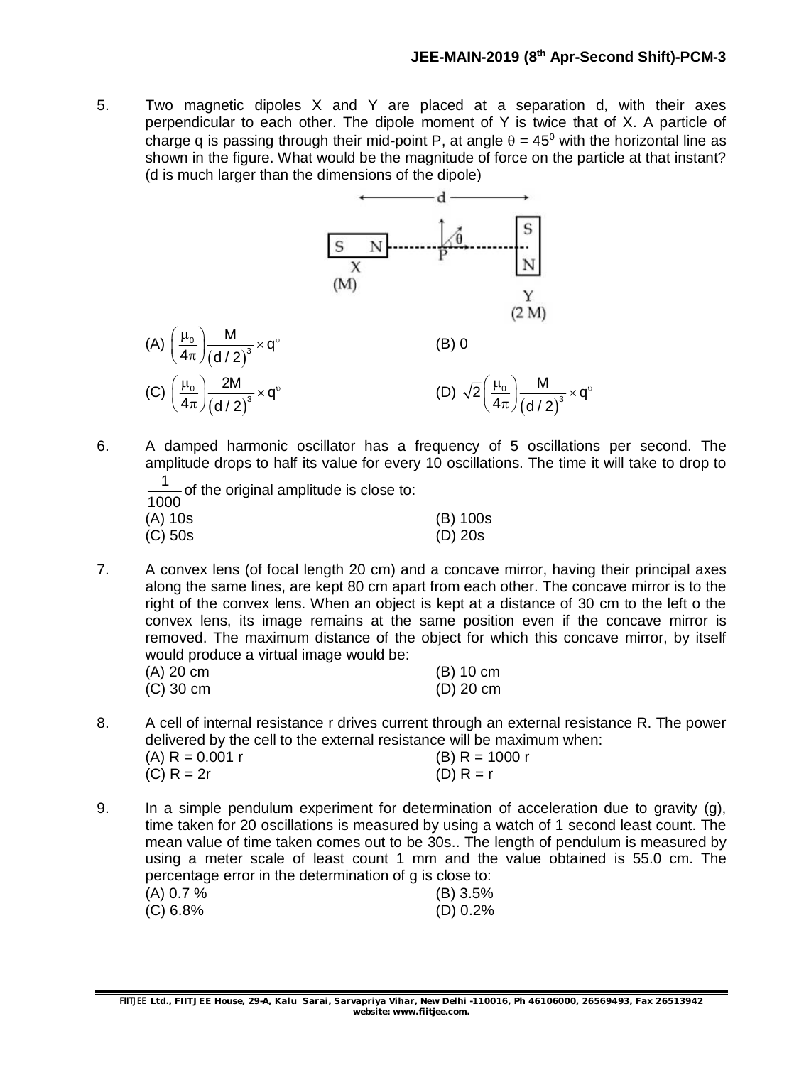5. Two magnetic dipoles X and Y are placed at a separation d, with their axes perpendicular to each other. The dipole moment of Y is twice that of X. A particle of charge q is passing through their mid-point P, at angle $\theta = 45^0$ with the horizontal line as shown in the figure. What would be the magnitude of force on the particle at that instant? (d is much larger than the dimensions of the dipole)

(A) $\left(\frac{\mu_0}{4\pi}\right)\frac{M}{(d/2)^3} \times q^{\upsilon}$ (B) 0

(C) $\left(\frac{\mu_0}{4\pi}\right)\frac{2M}{(d/2)^3} \times q^{\upsilon}$ (D) $\sqrt{2}\left(\frac{\mu_0}{4\pi}\right)\frac{M}{(d/2)^3} \times q^{\upsilon}$

6. A damped harmonic oscillator has a frequency of 5 oscillations per second. The amplitude drops to half its value for every 10 oscillations. The time it will take to drop to $\frac{1}{1000}$ of the original amplitude is close to:

(A) 10s (B) 100s

(C) 50s (D) 20s

7. A convex lens (of focal length 20 cm) and a concave mirror, having their principal axes along the same lines, are kept 80 cm apart from each other. The concave mirror is to the right of the convex lens. When an object is kept at a distance of 30 cm to the left o the convex lens, its image remains at the same position even if the concave mirror is removed. The maximum distance of the object for which this concave mirror, by itself would produce a virtual image would be:

(A) 20 cm (B) 10 cm

(C) 30 cm (D) 20 cm

8. A cell of internal resistance r drives current through an external resistance R. The power delivered by the cell to the external resistance will be maximum when:

(A) R = 0.001 r (B) R = 1000 r

(C) R = 2r (D) R = r

9. In a simple pendulum experiment for determination of acceleration due to gravity (g), time taken for 20 oscillations is measured by using a watch of 1 second least count. The mean value of time taken comes out to be 30s.. The length of pendulum is measured by using a meter scale of least count 1 mm and the value obtained is 55.0 cm. The percentage error in the determination of g is close to:

(A) 0.7 % (B) 3.5%

(C) 6.8% (D) 0.2%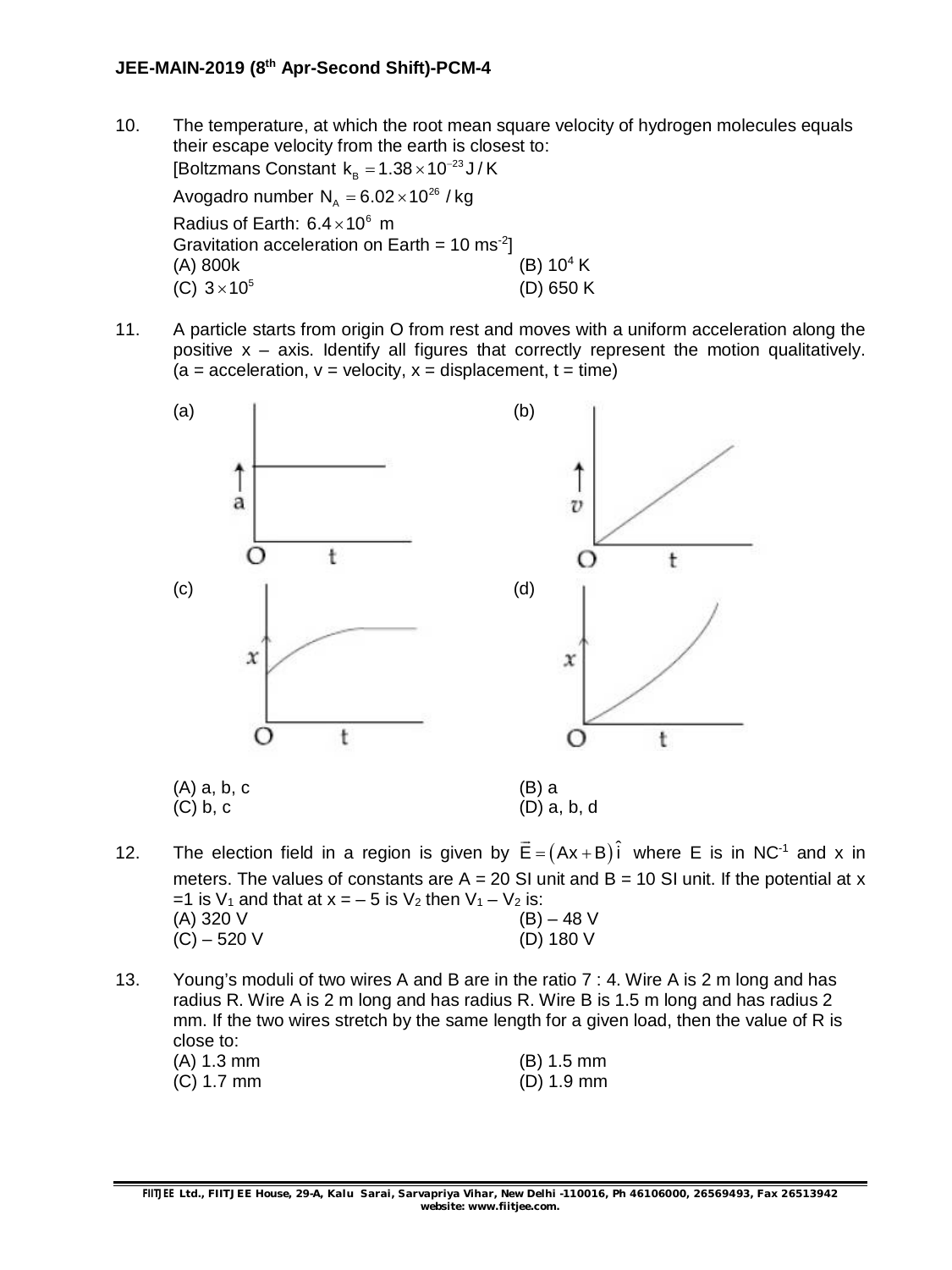10. The temperature, at which the root mean square velocity of hydrogen molecules equals their escape velocity from the earth is closest to:
[Boltzmans Constant $k_B = 1.38 \times 10^{-23}$ J/K
Avogadro number $N_A = 6.02 \times 10^{26}$ /kg
Radius of Earth: $6.4 \times 10^6$ m
Gravitation acceleration on Earth = 10 $ms^{-2}$]
(A) 800k (B) $10^4$ K
(C) $3 \times 10^5$ (D) 650 K

11. A particle starts from origin O from rest and moves with a uniform acceleration along the positive x – axis. Identify all figures that correctly represent the motion qualitatively. (a = acceleration, v = velocity, x = displacement, t = time)

(a) (b)

(c) (d)

(A) a, b, c (B) a
(C) b, c (D) a, b, d

12. The election field in a region is given by $\vec{E} = (Ax + B)\hat{i}$ where E is in $NC^{-1}$ and x in meters. The values of constants are A = 20 SI unit and B = 10 SI unit. If the potential at x =1 is $V_1$ and that at x = – 5 is $V_2$ then $V_1 - V_2$ is:
(A) 320 V (B) – 48 V
(C) – 520 V (D) 180 V

13. Young's moduli of two wires A and B are in the ratio 7 : 4. Wire A is 2 m long and has radius R. Wire A is 2 m long and has radius R. Wire B is 1.5 m long and has radius 2 mm. If the two wires stretch by the same length for a given load, then the value of R is close to:
(A) 1.3 mm (B) 1.5 mm
(C) 1.7 mm (D) 1.9 mm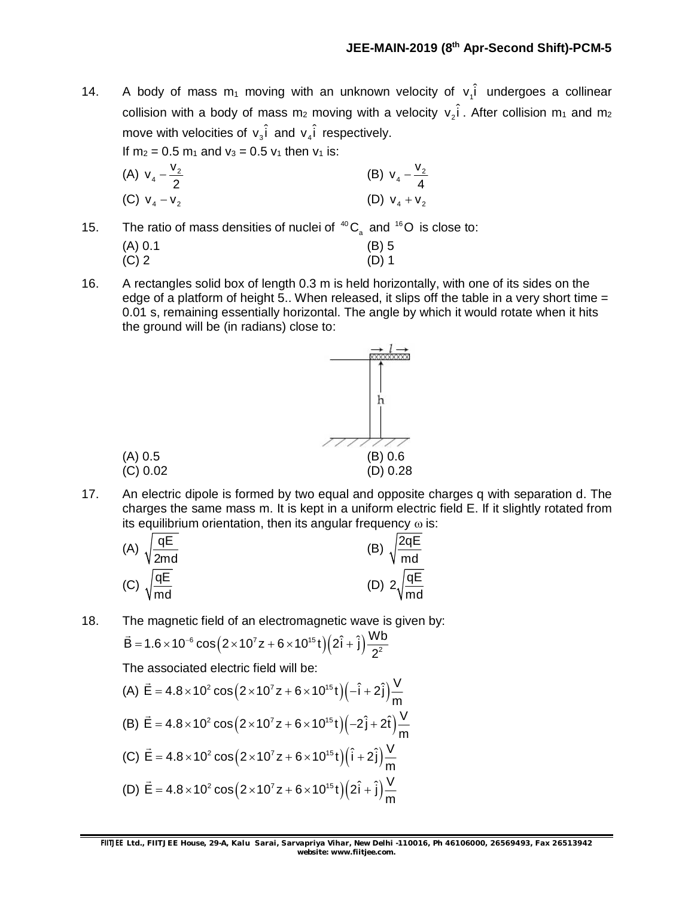14. A body of mass $m_1$ moving with an unknown velocity of $v_1\hat{i}$ undergoes a collinear collision with a body of mass $m_2$ moving with a velocity $v_2\hat{i}$. After collision $m_1$ and $m_2$ move with velocities of $v_3\hat{i}$ and $v_4\hat{i}$ respectively.

If $m_2 = 0.5\ m_1$ and $v_3 = 0.5\ v_1$ then $v_1$ is:

(A) $v_4 - \frac{v_2}{2}$ (B) $v_4 - \frac{v_2}{4}$

(C) $v_4 - v_2$ (D) $v_4 + v_2$

15. The ratio of mass densities of nuclei of $^{40}C_a$ and $^{16}O$ is close to:

(A) 0.1 (B) 5

(C) 2 (D) 1

16. A rectangles solid box of length 0.3 m is held horizontally, with one of its sides on the edge of a platform of height 5.. When released, it slips off the table in a very short time = 0.01 s, remaining essentially horizontal. The angle by which it would rotate when it hits the ground will be (in radians) close to:

(A) 0.5 (B) 0.6

(C) 0.02 (D) 0.28

17. An electric dipole is formed by two equal and opposite charges q with separation d. The charges the same mass m. It is kept in a uniform electric field E. If it slightly rotated from its equilibrium orientation, then its angular frequency $\omega$ is:

(A) $\sqrt{\frac{qE}{2md}}$ (B) $\sqrt{\frac{2qE}{md}}$

(C) $\sqrt{\frac{qE}{md}}$ (D) $2\sqrt{\frac{qE}{md}}$

18. The magnetic field of an electromagnetic wave is given by:

$\vec{B} = 1.6 \times 10^{-6} \cos\left(2 \times 10^7 z + 6 \times 10^{15} t\right)\left(2\hat{i} + \hat{j}\right)\frac{Wb}{2^2}$

The associated electric field will be:

(A) $\vec{E} = 4.8 \times 10^2 \cos\left(2 \times 10^7 z + 6 \times 10^{15} t\right)\left(-\hat{i} + 2\hat{j}\right)\frac{V}{m}$

(B) $\vec{E} = 4.8 \times 10^2 \cos\left(2 \times 10^7 z + 6 \times 10^{15} t\right)\left(-2\hat{j} + 2\hat{t}\right)\frac{V}{m}$

(C) $\vec{E} = 4.8 \times 10^2 \cos\left(2 \times 10^7 z + 6 \times 10^{15} t\right)\left(\hat{i} + 2\hat{j}\right)\frac{V}{m}$

(D) $\vec{E} = 4.8 \times 10^2 \cos\left(2 \times 10^7 z + 6 \times 10^{15} t\right)\left(2\hat{i} + \hat{j}\right)\frac{V}{m}$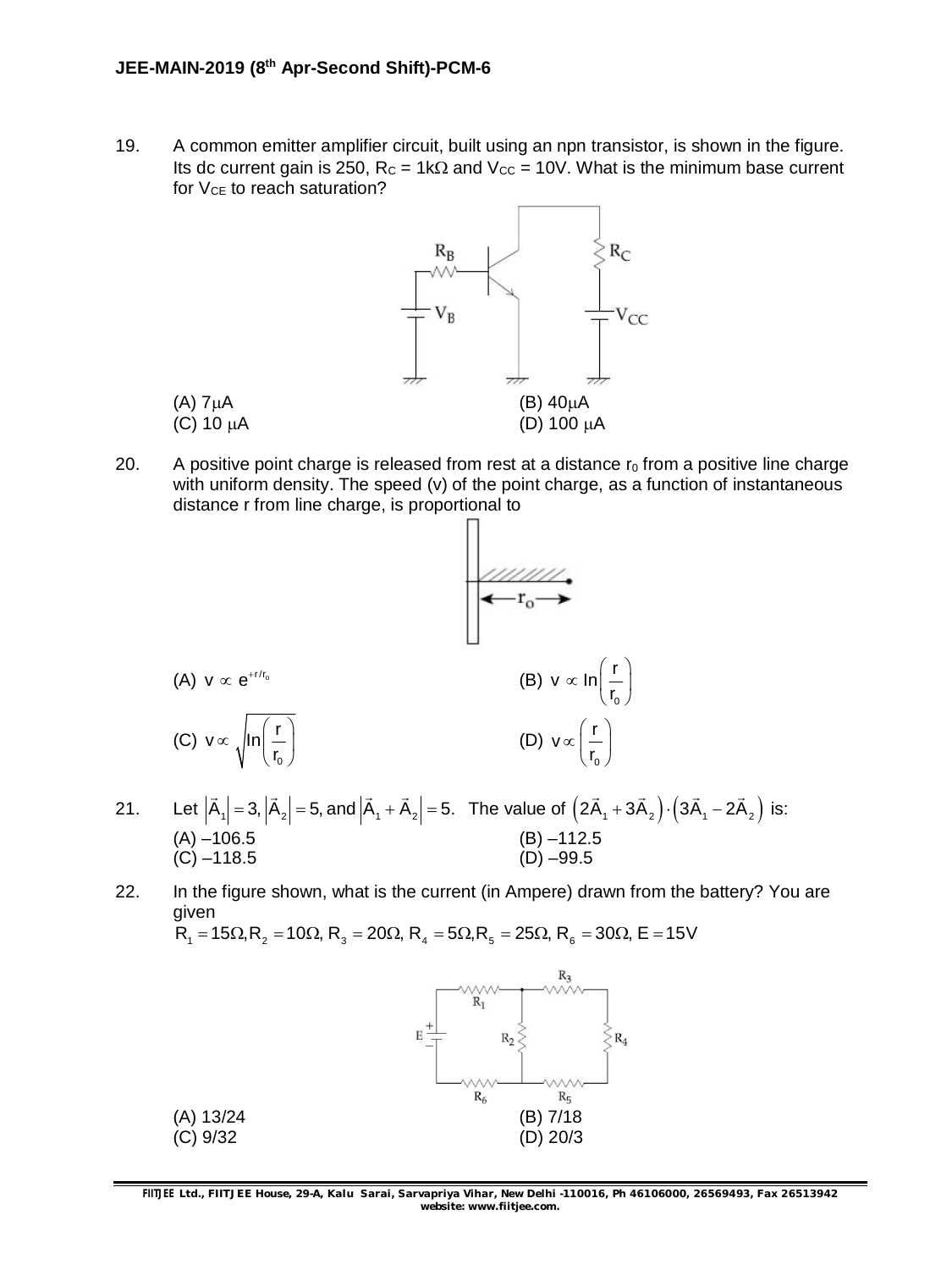19. A common emitter amplifier circuit, built using an npn transistor, is shown in the figure. Its dc current gain is 250, $R_C$ = 1kΩ and $V_{CC}$ = 10V. What is the minimum base current for $V_{CE}$ to reach saturation?

(A) 7μA
(B) 40μA
(C) 10 μA
(D) 100 μA

20. A positive point charge is released from rest at a distance $r_0$ from a positive line charge with uniform density. The speed (v) of the point charge, as a function of instantaneous distance r from line charge, is proportional to

(A) $v \propto e^{+r/r_0}$
(B) $v \propto \ln\left(\frac{r}{r_0}\right)$
(C) $v \propto \sqrt{\ln\left(\frac{r}{r_0}\right)}$
(D) $v \propto \left(\frac{r}{r_0}\right)$

21. Let $\left|\vec{A}_1\right| = 3, \left|\vec{A}_2\right| = 5, \text{and} \left|\vec{A}_1 + \vec{A}_2\right| = 5.$ The value of $\left(2\vec{A}_1 + 3\vec{A}_2\right) \cdot \left(3\vec{A}_1 - 2\vec{A}_2\right)$ is:

(A) –106.5
(B) –112.5
(C) –118.5
(D) –99.5

22. In the figure shown, what is the current (in Ampere) drawn from the battery? You are given
$R_1 = 15\Omega, R_2 = 10\Omega, R_3 = 20\Omega, R_4 = 5\Omega, R_5 = 25\Omega, R_6 = 30\Omega, E = 15V$

(A) 13/24
(B) 7/18
(C) 9/32
(D) 20/3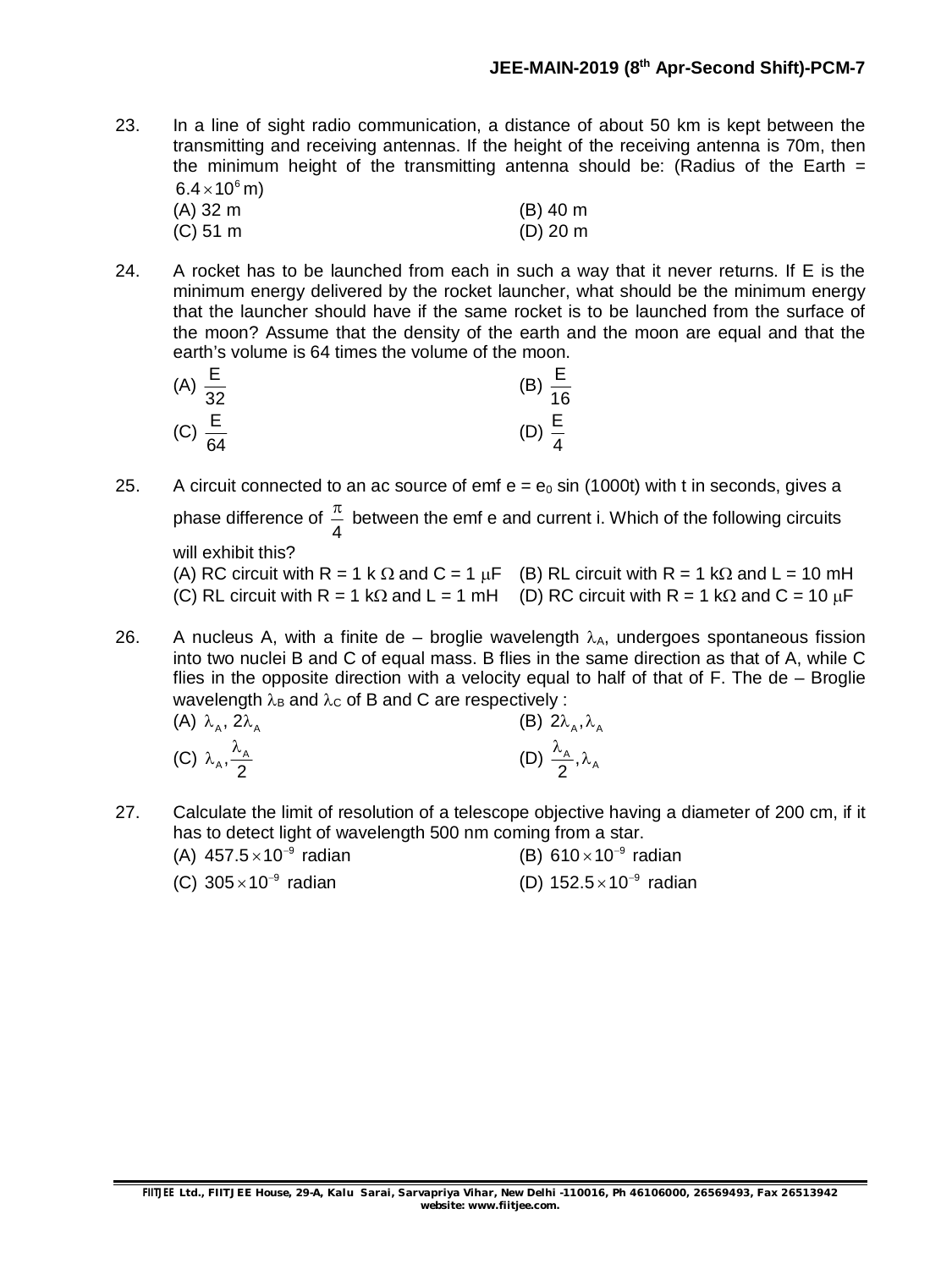23. In a line of sight radio communication, a distance of about 50 km is kept between the transmitting and receiving antennas. If the height of the receiving antenna is 70m, then the minimum height of the transmitting antenna should be: (Radius of the Earth = $6.4\times10^{6}$ m)

(A) 32 m (B) 40 m
(C) 51 m (D) 20 m

24. A rocket has to be launched from each in such a way that it never returns. If E is the minimum energy delivered by the rocket launcher, what should be the minimum energy that the launcher should have if the same rocket is to be launched from the surface of the moon? Assume that the density of the earth and the moon are equal and that the earth's volume is 64 times the volume of the moon.

(A) $\frac{E}{32}$ (B) $\frac{E}{16}$
(C) $\frac{E}{64}$ (D) $\frac{E}{4}$

25. A circuit connected to an ac source of emf $e = e_0 \sin(1000t)$ with t in seconds, gives a phase difference of $\frac{\pi}{4}$ between the emf e and current i. Which of the following circuits will exhibit this?

(A) RC circuit with R = 1 k $\Omega$ and C = 1 $\mu$F (B) RL circuit with R = 1 k$\Omega$ and L = 10 mH
(C) RL circuit with R = 1 k$\Omega$ and L = 1 mH (D) RC circuit with R = 1 k$\Omega$ and C = 10 $\mu$F

26. A nucleus A, with a finite de – broglie wavelength $\lambda_A$, undergoes spontaneous fission into two nuclei B and C of equal mass. B flies in the same direction as that of A, while C flies in the opposite direction with a velocity equal to half of that of F. The de – Broglie wavelength $\lambda_B$ and $\lambda_C$ of B and C are respectively :

(A) $\lambda_A, 2\lambda_A$ (B) $2\lambda_A, \lambda_A$
(C) $\lambda_A, \frac{\lambda_A}{2}$ (D) $\frac{\lambda_A}{2}, \lambda_A$

27. Calculate the limit of resolution of a telescope objective having a diameter of 200 cm, if it has to detect light of wavelength 500 nm coming from a star.

(A) $457.5\times10^{-9}$ radian (B) $610\times10^{-9}$ radian
(C) $305\times10^{-9}$ radian (D) $152.5\times10^{-9}$ radian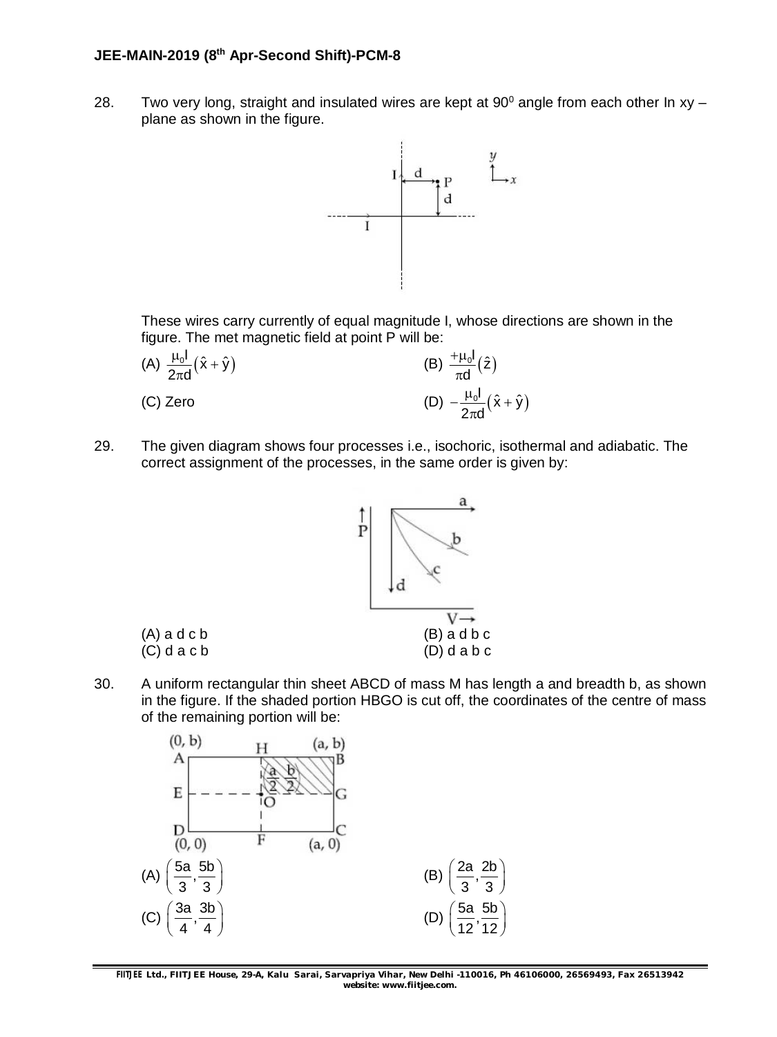28. Two very long, straight and insulated wires are kept at $90^0$ angle from each other In xy – plane as shown in the figure.

These wires carry currently of equal magnitude I, whose directions are shown in the figure. The met magnetic field at point P will be:

(A) $\frac{\mu_0 I}{2\pi d}(\hat{x}+\hat{y})$ (B) $\frac{+\mu_0 I}{\pi d}(\hat{z})$

(C) Zero (D) $-\frac{\mu_0 I}{2\pi d}(\hat{x}+\hat{y})$

29. The given diagram shows four processes i.e., isochoric, isothermal and adiabatic. The correct assignment of the processes, in the same order is given by:

(A) a d c b (B) a d b c

(C) d a c b (D) d a b c

30. A uniform rectangular thin sheet ABCD of mass M has length a and breadth b, as shown in the figure. If the shaded portion HBGO is cut off, the coordinates of the centre of mass of the remaining portion will be:

(A) $\left(\frac{5a}{3}, \frac{5b}{3}\right)$ (B) $\left(\frac{2a}{3}, \frac{2b}{3}\right)$

(C) $\left(\frac{3a}{4}, \frac{3b}{4}\right)$ (D) $\left(\frac{5a}{12}, \frac{5b}{12}\right)$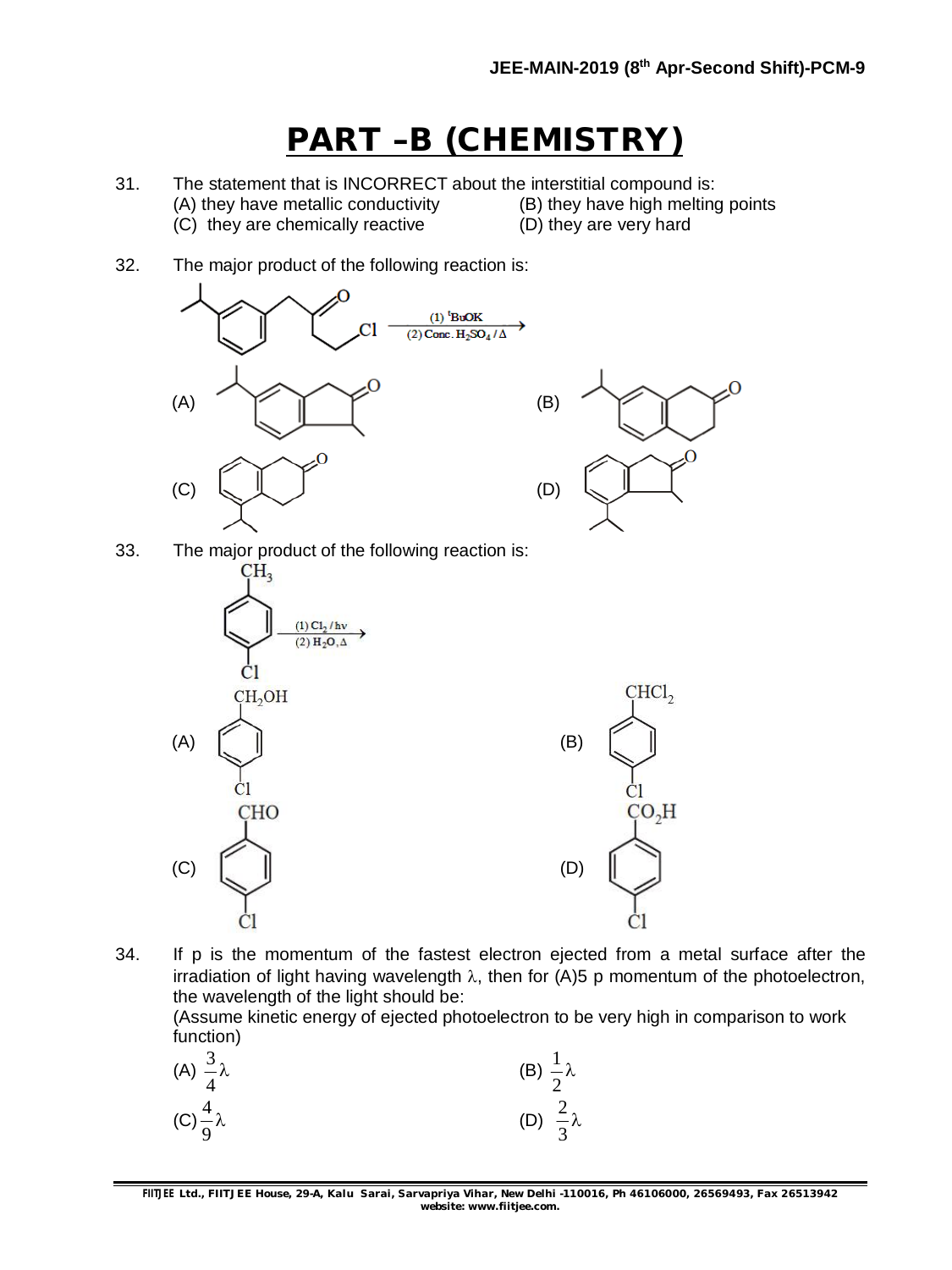# PART –B (CHEMISTRY)

31. The statement that is INCORRECT about the interstitial compound is:
(A) they have metallic conductivity
(B) they have high melting points
(C) they are chemically reactive
(D) they are very hard

32. The major product of the following reaction is:

(1) ${}^{t}$BuOK
(2) Conc. $H_2SO_4$ / $\Delta$

(A)

(B)

(C)

(D)

33. The major product of the following reaction is:

$CH_3$ ... Cl

(1) $Cl_2$ / hv
(2) $H_2O$, $\Delta$

(A) $CH_2OH$ ... Cl

(B) $CHCl_2$ ... Cl

(C) CHO ... Cl

(D) $CO_2H$ ... Cl

34. If p is the momentum of the fastest electron ejected from a metal surface after the irradiation of light having wavelength $\lambda$, then for (A)5 p momentum of the photoelectron, the wavelength of the light should be:
(Assume kinetic energy of ejected photoelectron to be very high in comparison to work function)

(A) $\frac{3}{4}\lambda$
(B) $\frac{1}{2}\lambda$
(C) $\frac{4}{9}\lambda$
(D) $\frac{2}{3}\lambda$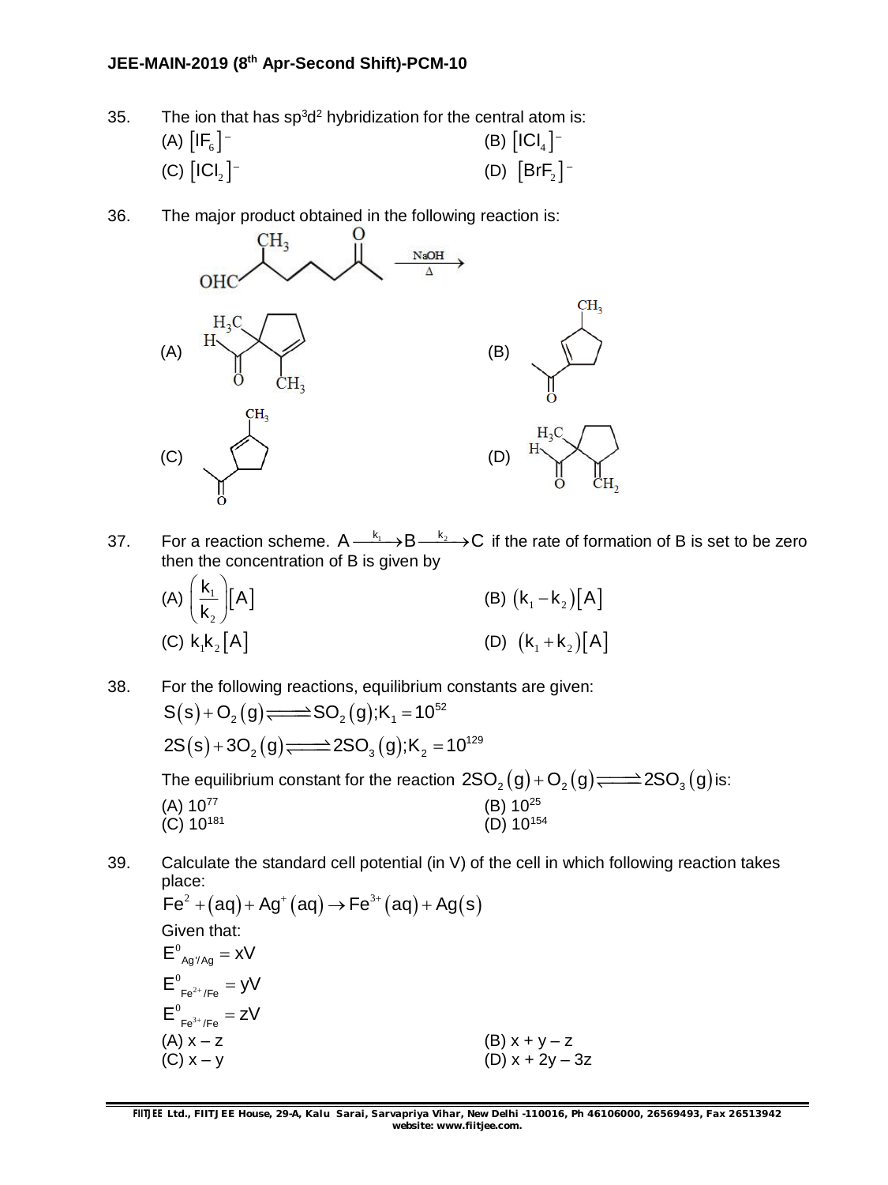35. The ion that has $sp^3d^2$ hybridization for the central atom is:

(A) $[IF_6]^-$ (B) $[ICl_4]^-$

(C) $[ICl_2]^-$ (D) $[BrF_2]^-$

36. The major product obtained in the following reaction is:

(A) (B)

(C) (D)

37. For a reaction scheme. $A \xrightarrow{k_1} B \xrightarrow{k_2} C$ if the rate of formation of B is set to be zero then the concentration of B is given by

(A) $\left(\frac{k_1}{k_2}\right)[A]$ (B) $(k_1 - k_2)[A]$

(C) $k_1k_2[A]$ (D) $(k_1 + k_2)[A]$

38. For the following reactions, equilibrium constants are given:

$$S(s) + O_2(g) \rightleftharpoons SO_2(g); K_1 = 10^{52}$$

$$2S(s) + 3O_2(g) \rightleftharpoons 2SO_3(g); K_2 = 10^{129}$$

The equilibrium constant for the reaction $2SO_2(g) + O_2(g) \rightleftharpoons 2SO_3(g)$ is:

(A) $10^{77}$ (B) $10^{25}$

(C) $10^{181}$ (D) $10^{154}$

39. Calculate the standard cell potential (in V) of the cell in which following reaction takes place:

$$Fe^{2} + (aq) + Ag^{+}(aq) \rightarrow Fe^{3+}(aq) + Ag(s)$$

Given that:

$E^0_{Ag^+/Ag} = xV$

$E^0_{Fe^{2+}/Fe} = yV$

$E^0_{Fe^{3+}/Fe} = zV$

(A) x – z (B) x + y – z

(C) x – y (D) x + 2y – 3z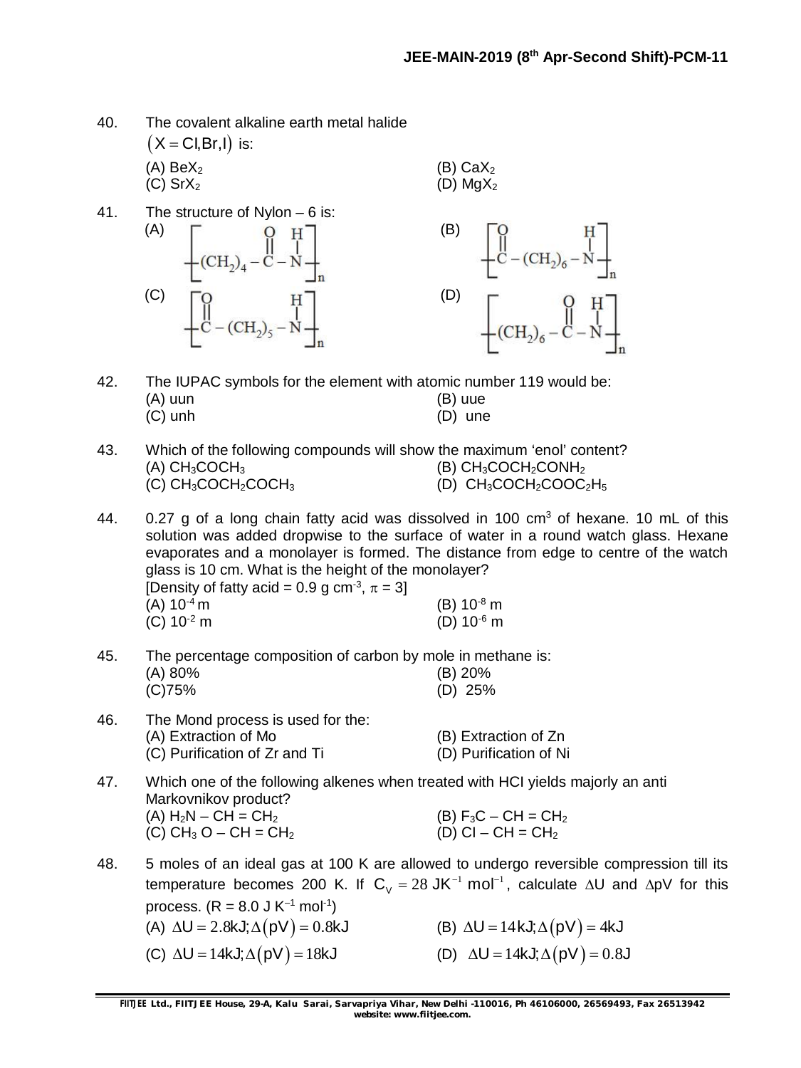40. The covalent alkaline earth metal halide $(X = Cl, Br, I)$ is:

(A) $BeX_2$ (B) $CaX_2$
(C) $SrX_2$ (D) $MgX_2$

41. The structure of Nylon – 6 is:

(A) $\left[ (CH_2)_4 - \overset{O}{\overset{\|}{C}} - \overset{H}{\overset{|}{N}} \right]_n$ (B) $\left[ \overset{O}{\overset{\|}{C}} - (CH_2)_6 - \overset{H}{\overset{|}{N}} \right]_n$

(C) $\left[ \overset{O}{\overset{\|}{C}} - (CH_2)_5 - \overset{H}{\overset{|}{N}} \right]_n$ (D) $\left[ (CH_2)_6 - \overset{O}{\overset{\|}{C}} - \overset{H}{\overset{|}{N}} \right]_n$

42. The IUPAC symbols for the element with atomic number 119 would be:

(A) uun (B) uue
(C) unh (D) une

43. Which of the following compounds will show the maximum 'enol' content?

(A) $CH_3COCH_3$ (B) $CH_3COCH_2CONH_2$
(C) $CH_3COCH_2COCH_3$ (D) $CH_3COCH_2COOC_2H_5$

44. 0.27 g of a long chain fatty acid was dissolved in 100 $cm^3$ of hexane. 10 mL of this solution was added dropwise to the surface of water in a round watch glass. Hexane evaporates and a monolayer is formed. The distance from edge to centre of the watch glass is 10 cm. What is the height of the monolayer?
[Density of fatty acid = 0.9 g $cm^{-3}$, $\pi = 3$]

(A) $10^{-4}$ m (B) $10^{-8}$ m
(C) $10^{-2}$ m (D) $10^{-6}$ m

45. The percentage composition of carbon by mole in methane is:

(A) 80% (B) 20%
(C) 75% (D) 25%

46. The Mond process is used for the:

(A) Extraction of Mo (B) Extraction of Zn
(C) Purification of Zr and Ti (D) Purification of Ni

47. Which one of the following alkenes when treated with HCl yields majorly an anti Markovnikov product?

(A) $H_2N - CH = CH_2$ (B) $F_3C - CH = CH_2$
(C) $CH_3O - CH = CH_2$ (D) $Cl - CH = CH_2$

48. 5 moles of an ideal gas at 100 K are allowed to undergo reversible compression till its temperature becomes 200 K. If $C_V = 28\ JK^{-1}\ mol^{-1}$, calculate $\Delta U$ and $\Delta pV$ for this process. (R = 8.0 J $K^{-1}$ $mol^{-1}$)

(A) $\Delta U = 2.8 kJ; \Delta(pV) = 0.8 kJ$ (B) $\Delta U = 14 kJ; \Delta(pV) = 4 kJ$
(C) $\Delta U = 14 kJ; \Delta(pV) = 18 kJ$ (D) $\Delta U = 14 kJ; \Delta(pV) = 0.8 J$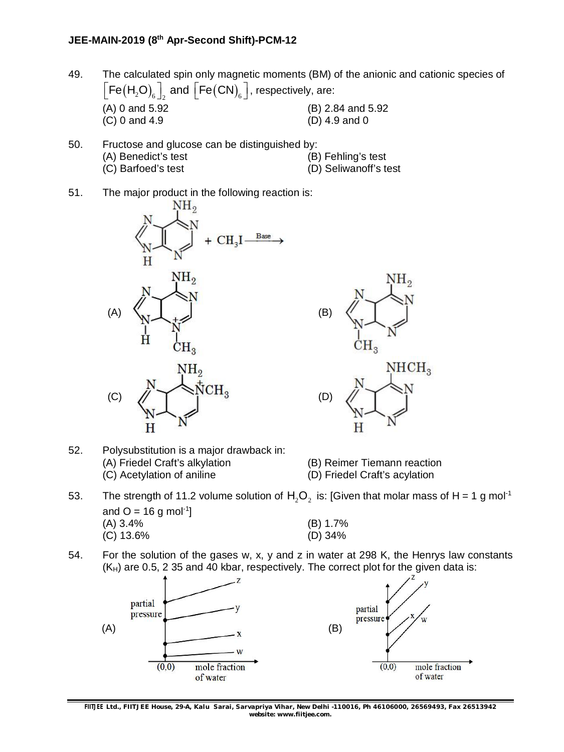49. The calculated spin only magnetic moments (BM) of the anionic and cationic species of $\left[Fe(H_2O)_6\right]_2$ and $\left[Fe(CN)_6\right]$, respectively, are:

(A) 0 and 5.92
(B) 2.84 and 5.92
(C) 0 and 4.9
(D) 4.9 and 0

50. Fructose and glucose can be distinguished by:

(A) Benedict's test
(B) Fehling's test
(C) Barfoed's test
(D) Seliwanoff's test

51. The major product in the following reaction is:

$$\text{(adenine)} + CH_3I \xrightarrow{\text{Base}}$$

(A) (B) (C) (D)

52. Polysubstitution is a major drawback in:

(A) Friedel Craft's alkylation
(B) Reimer Tiemann reaction
(C) Acetylation of aniline
(D) Friedel Craft's acylation

53. The strength of 11.2 volume solution of $H_2O_2$ is: [Given that molar mass of H = 1 g mol$^{-1}$ and O = 16 g mol$^{-1}$]

(A) 3.4%
(B) 1.7%
(C) 13.6%
(D) 34%

54. For the solution of the gases w, x, y and z in water at 298 K, the Henrys law constants ($K_H$) are 0.5, 2 35 and 40 kbar, respectively. The correct plot for the given data is:

(A) (B)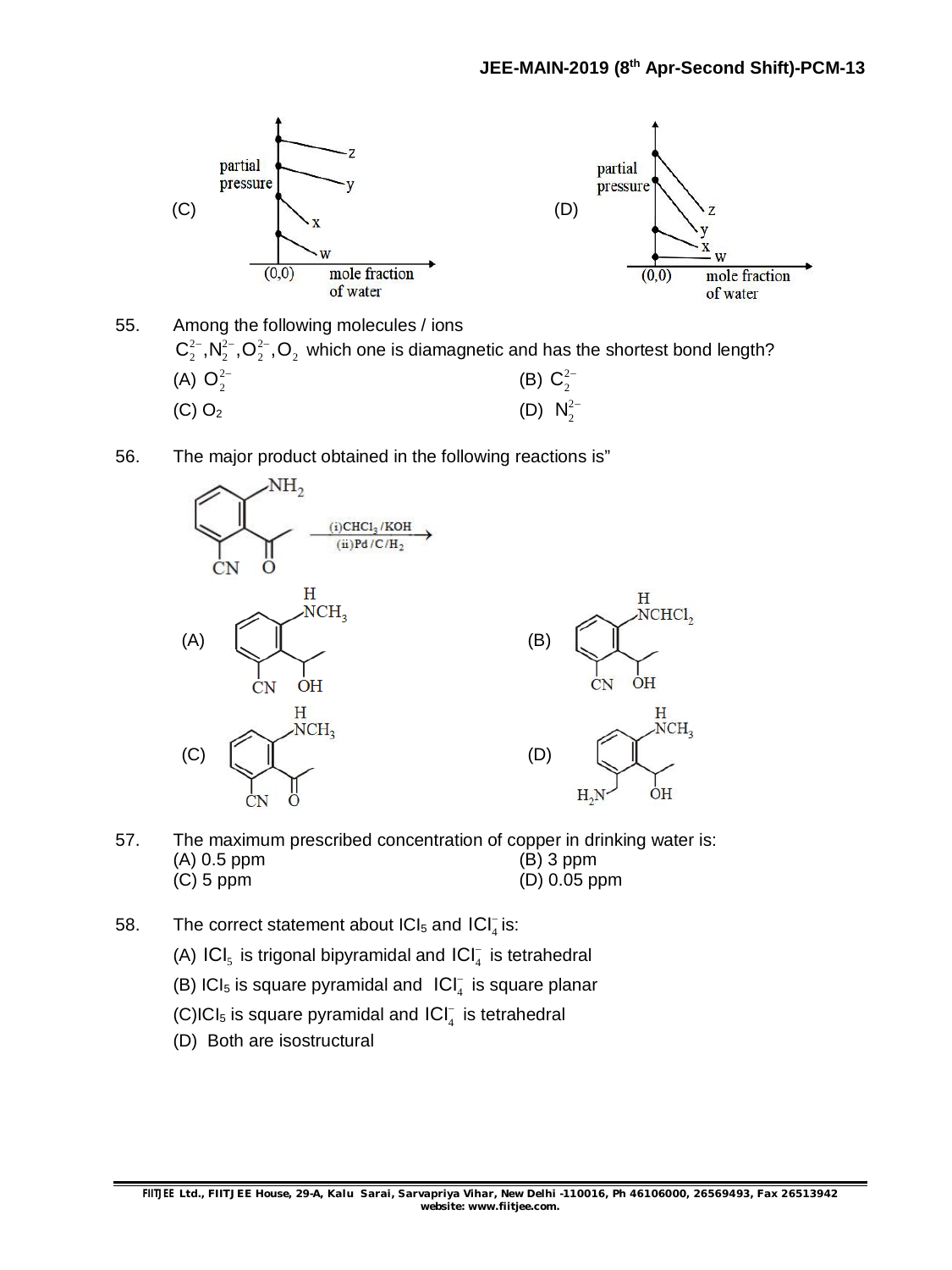(C) partial pressure vs mole fraction of water (lines labelled z, y, x, w; origin (0,0))

(D) partial pressure vs mole fraction of water (lines labelled z, y, x, w; origin (0,0))

55. Among the following molecules / ions

$C_2^{2-}, N_2^{2-}, O_2^{2-}, O_2$ which one is diamagnetic and has the shortest bond length?

(A) $O_2^{2-}$ (B) $C_2^{2-}$

(C) $O_2$ (D) $N_2^{2-}$

56. The major product obtained in the following reactions is"

(Reactant: benzene ring bearing $NH_2$, $COCH_3$ and $CN$ groups; reagents: (i) $CHCl_3$/KOH (ii) Pd/C/$H_2$)

(A) Benzene ring bearing NH$CH_3$, $CH(OH)CH_3$ and CN groups

(B) Benzene ring bearing NH$CHCl_2$, $CH(OH)CH_3$ and CN groups

(C) Benzene ring bearing NH$CH_3$, $COCH_3$ and CN groups

(D) Benzene ring bearing NH$CH_3$, $CH(OH)CH_3$ and $CH_2NH_2$ groups

57. The maximum prescribed concentration of copper in drinking water is:

(A) 0.5 ppm (B) 3 ppm

(C) 5 ppm (D) 0.05 ppm

58. The correct statement about $ICl_5$ and $ICl_4^-$ is:

(A) $ICl_5$ is trigonal bipyramidal and $ICl_4^-$ is tetrahedral

(B) $ICl_5$ is square pyramidal and $ICl_4^-$ is square planar

(C) $ICl_5$ is square pyramidal and $ICl_4^-$ is tetrahedral

(D) Both are isostructural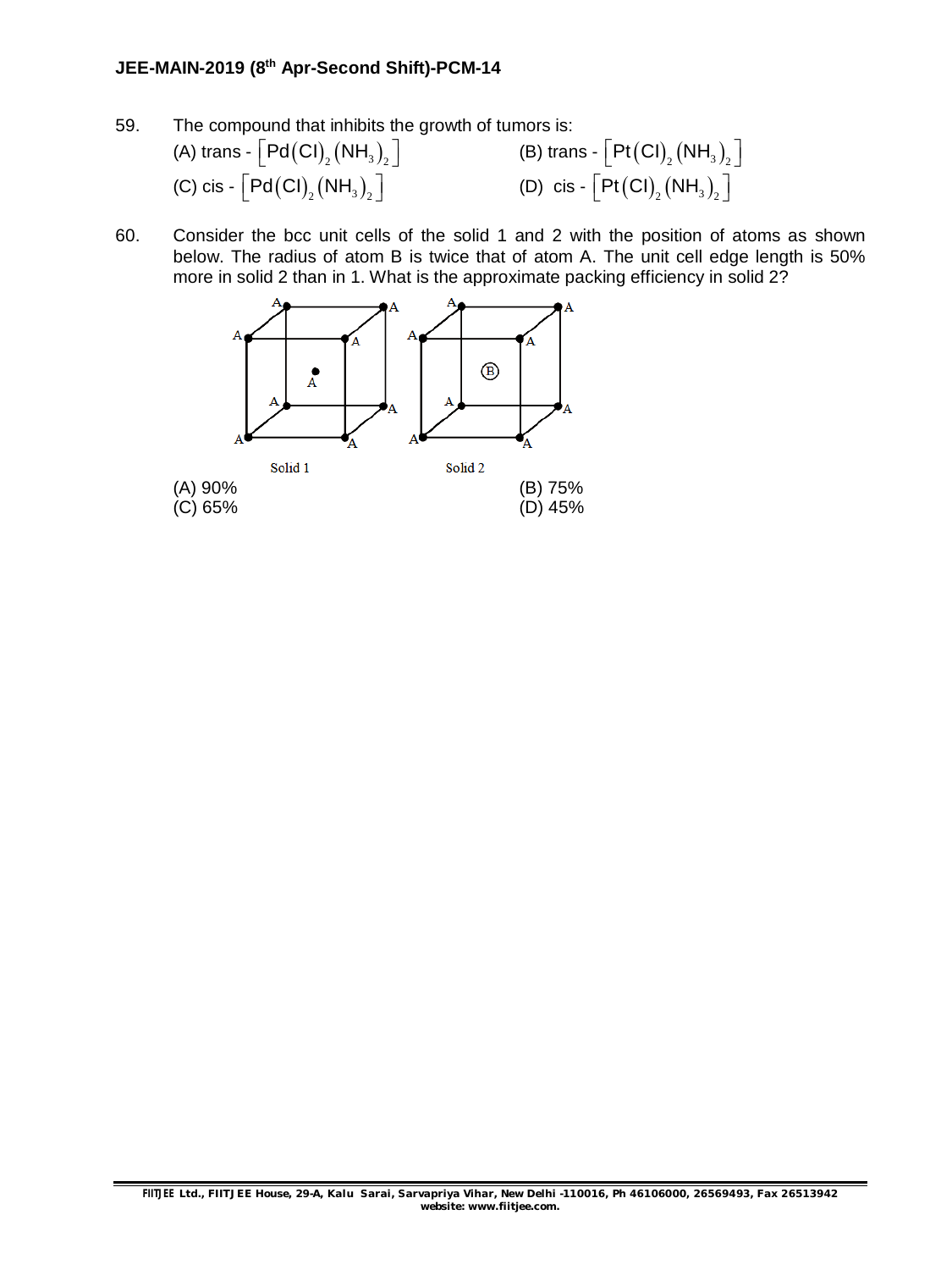59. The compound that inhibits the growth of tumors is:

(A) trans - $\left[Pd(Cl)_2(NH_3)_2\right]$
(B) trans - $\left[Pt(Cl)_2(NH_3)_2\right]$
(C) cis - $\left[Pd(Cl)_2(NH_3)_2\right]$
(D) cis - $\left[Pt(Cl)_2(NH_3)_2\right]$

60. Consider the bcc unit cells of the solid 1 and 2 with the position of atoms as shown below. The radius of atom B is twice that of atom A. The unit cell edge length is 50% more in solid 2 than in 1. What is the approximate packing efficiency in solid 2?

Solid 1    Solid 2

(A) 90%
(B) 75%
(C) 65%
(D) 45%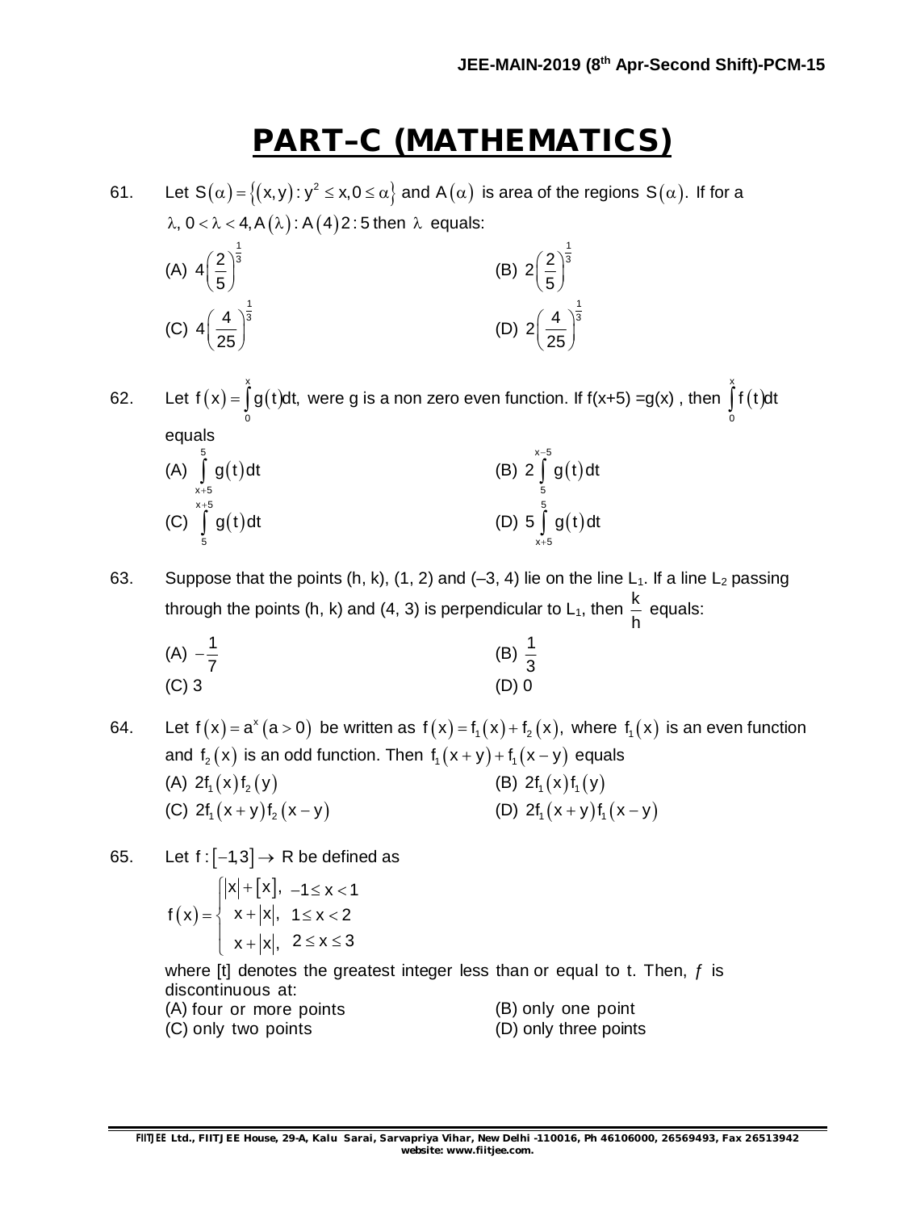# PART–C (MATHEMATICS)

61. Let $S(\alpha) = \{(x, y) : y^2 \leq x, 0 \leq \alpha\}$ and $A(\alpha)$ is area of the regions $S(\alpha)$. If for a $\lambda, 0 < \lambda < 4, A(\lambda) : A(4) 2 : 5$ then $\lambda$ equals:

(A) $4\left(\frac{2}{5}\right)^{\frac{1}{3}}$ (B) $2\left(\frac{2}{5}\right)^{\frac{1}{3}}$

(C) $4\left(\frac{4}{25}\right)^{\frac{1}{3}}$ (D) $2\left(\frac{4}{25}\right)^{\frac{1}{3}}$

62. Let $f(x) = \int_0^x g(t)dt,$ were g is a non zero even function. If f(x+5) =g(x) , then $\int_0^x f(t)dt$ equals

(A) $\int_{x+5}^{5} g(t)dt$ (B) $2\int_{5}^{x-5} g(t)dt$

(C) $\int_{5}^{x+5} g(t)dt$ (D) $5\int_{x+5}^{5} g(t)dt$

63. Suppose that the points (h, k), (1, 2) and (–3, 4) lie on the line $L_1$. If a line $L_2$ passing through the points (h, k) and (4, 3) is perpendicular to $L_1$, then $\frac{k}{h}$ equals:

(A) $-\frac{1}{7}$ (B) $\frac{1}{3}$

(C) 3 (D) 0

64. Let $f(x) = a^x \ (a > 0)$ be written as $f(x) = f_1(x) + f_2(x),$ where $f_1(x)$ is an even function and $f_2(x)$ is an odd function. Then $f_1(x + y) + f_1(x - y)$ equals

(A) $2f_1(x)f_2(y)$ (B) $2f_1(x)f_1(y)$

(C) $2f_1(x + y)f_2(x - y)$ (D) $2f_1(x + y)f_1(x - y)$

65. Let $f : [-1,3] \rightarrow R$ be defined as

$$f(x) = \begin{cases} |x| + [x], & -1 \leq x < 1 \\ x + |x|, & 1 \leq x < 2 \\ x + |x|, & 2 \leq x \leq 3 \end{cases}$$

where [t] denotes the greatest integer less than or equal to t. Then, *f* is discontinuous at:

(A) four or more points (B) only one point

(C) only two points (D) only three points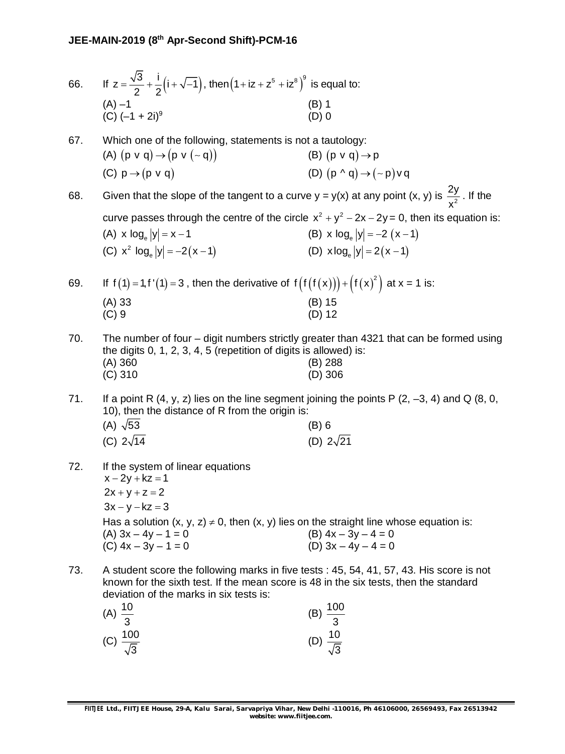66. If $z = \frac{\sqrt{3}}{2} + \frac{i}{2}\left(i + \sqrt{-1}\right)$, then $\left(1 + iz + z^5 + iz^8\right)^9$ is equal to:

(A) –1 (B) 1
(C) $(-1 + 2i)^9$ (D) 0

67. Which one of the following, statements is not a tautology:

(A) $(p \vee q) \rightarrow (p \vee (\sim q))$ (B) $(p \vee q) \rightarrow p$
(C) $p \rightarrow (p \vee q)$ (D) $(p \wedge q) \rightarrow (\sim p) \vee q$

68. Given that the slope of the tangent to a curve y = y(x) at any point (x, y) is $\frac{2y}{x^2}$. If the curve passes through the centre of the circle $x^2 + y^2 - 2x - 2y = 0$, then its equation is:

(A) $x \log_e |y| = x - 1$ (B) $x \log_e |y| = -2(x - 1)$
(C) $x^2 \log_e |y| = -2(x - 1)$ (D) $x \log_e |y| = 2(x - 1)$

69. If $f(1) = 1, f'(1) = 3$, then the derivative of $f\left(f\left(f(x)\right)\right) + \left(f(x)^2\right)$ at x = 1 is:

(A) 33 (B) 15
(C) 9 (D) 12

70. The number of four – digit numbers strictly greater than 4321 that can be formed using the digits 0, 1, 2, 3, 4, 5 (repetition of digits is allowed) is:

(A) 360 (B) 288
(C) 310 (D) 306

71. If a point R (4, y, z) lies on the line segment joining the points P (2, –3, 4) and Q (8, 0, 10), then the distance of R from the origin is:

(A) $\sqrt{53}$ (B) 6
(C) $2\sqrt{14}$ (D) $2\sqrt{21}$

72. If the system of linear equations

$x - 2y + kz = 1$
$2x + y + z = 2$
$3x - y - kz = 3$

Has a solution $(x, y, z) \neq 0$, then (x, y) lies on the straight line whose equation is:

(A) $3x - 4y - 1 = 0$ (B) $4x - 3y - 4 = 0$
(C) $4x - 3y - 1 = 0$ (D) $3x - 4y - 4 = 0$

73. A student score the following marks in five tests : 45, 54, 41, 57, 43. His score is not known for the sixth test. If the mean score is 48 in the six tests, then the standard deviation of the marks in six tests is:

(A) $\frac{10}{3}$ (B) $\frac{100}{3}$
(C) $\frac{100}{\sqrt{3}}$ (D) $\frac{10}{\sqrt{3}}$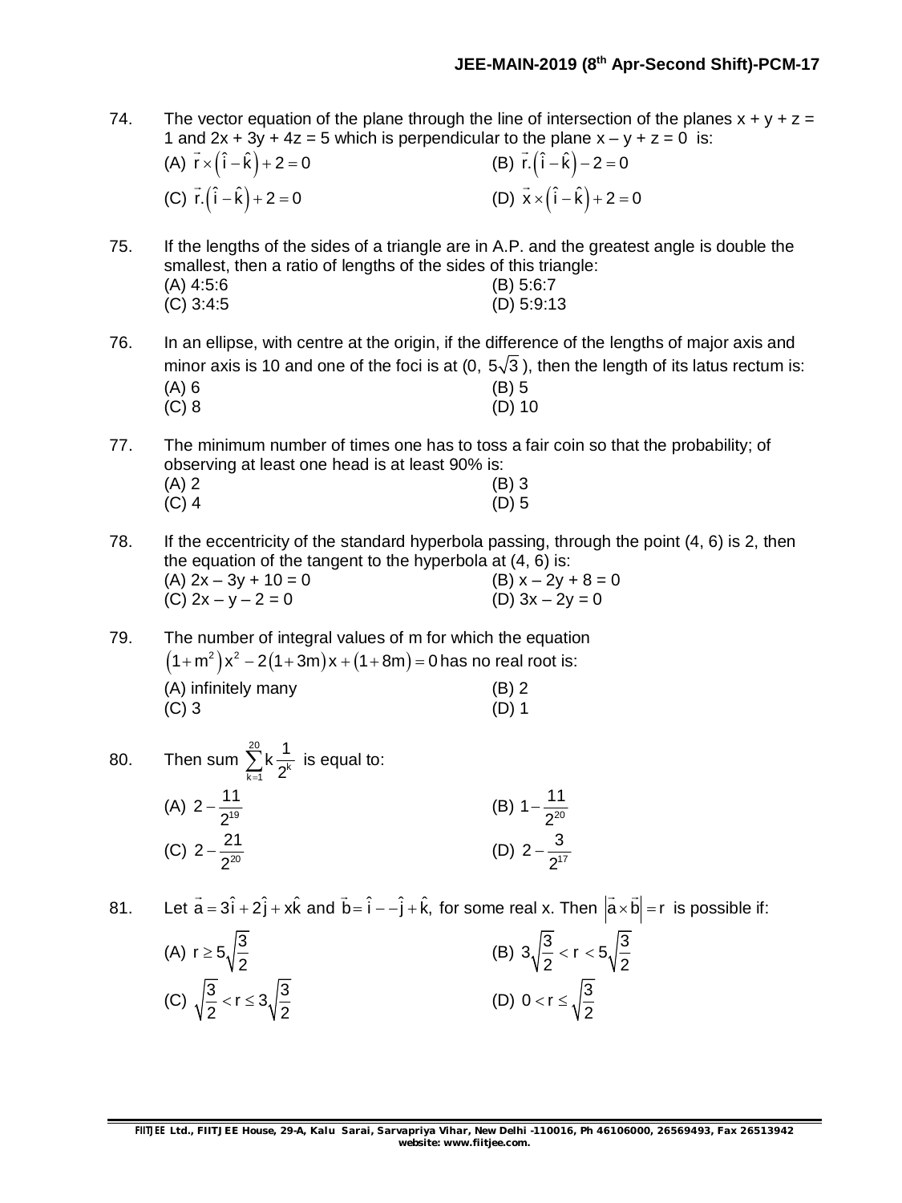74. The vector equation of the plane through the line of intersection of the planes x + y + z = 1 and 2x + 3y + 4z = 5 which is perpendicular to the plane x – y + z = 0 is:

(A) $\vec{r} \times (\hat{i} - \hat{k}) + 2 = 0$ (B) $\vec{r}.(\hat{i} - \hat{k}) - 2 = 0$

(C) $\vec{r}.(\hat{i} - \hat{k}) + 2 = 0$ (D) $\vec{x} \times (\hat{i} - \hat{k}) + 2 = 0$

75. If the lengths of the sides of a triangle are in A.P. and the greatest angle is double the smallest, then a ratio of lengths of the sides of this triangle:

(A) 4:5:6 (B) 5:6:7

(C) 3:4:5 (D) 5:9:13

76. In an ellipse, with centre at the origin, if the difference of the lengths of major axis and minor axis is 10 and one of the foci is at (0, $5\sqrt{3}$), then the length of its latus rectum is:

(A) 6 (B) 5

(C) 8 (D) 10

77. The minimum number of times one has to toss a fair coin so that the probability; of observing at least one head is at least 90% is:

(A) 2 (B) 3

(C) 4 (D) 5

78. If the eccentricity of the standard hyperbola passing, through the point (4, 6) is 2, then the equation of the tangent to the hyperbola at (4, 6) is:

(A) 2x – 3y + 10 = 0 (B) x – 2y + 8 = 0

(C) 2x – y – 2 = 0 (D) 3x – 2y = 0

79. The number of integral values of m for which the equation $(1+m^2)x^2 - 2(1+3m)x + (1+8m) = 0$ has no real root is:

(A) infinitely many (B) 2

(C) 3 (D) 1

80. Then sum $\sum_{k=1}^{20} k \frac{1}{2^k}$ is equal to:

(A) $2 - \frac{11}{2^{19}}$ (B) $1 - \frac{11}{2^{20}}$

(C) $2 - \frac{21}{2^{20}}$ (D) $2 - \frac{3}{2^{17}}$

81. Let $\vec{a} = 3\hat{i} + 2\hat{j} + x\hat{k}$ and $\vec{b} = \hat{i} - -\hat{j} + \hat{k}$, for some real x. Then $|\vec{a} \times \vec{b}| = r$ is possible if:

(A) $r \geq 5\sqrt{\frac{3}{2}}$ (B) $3\sqrt{\frac{3}{2}} < r < 5\sqrt{\frac{3}{2}}$

(C) $\sqrt{\frac{3}{2}} < r \leq 3\sqrt{\frac{3}{2}}$ (D) $0 < r \leq \sqrt{\frac{3}{2}}$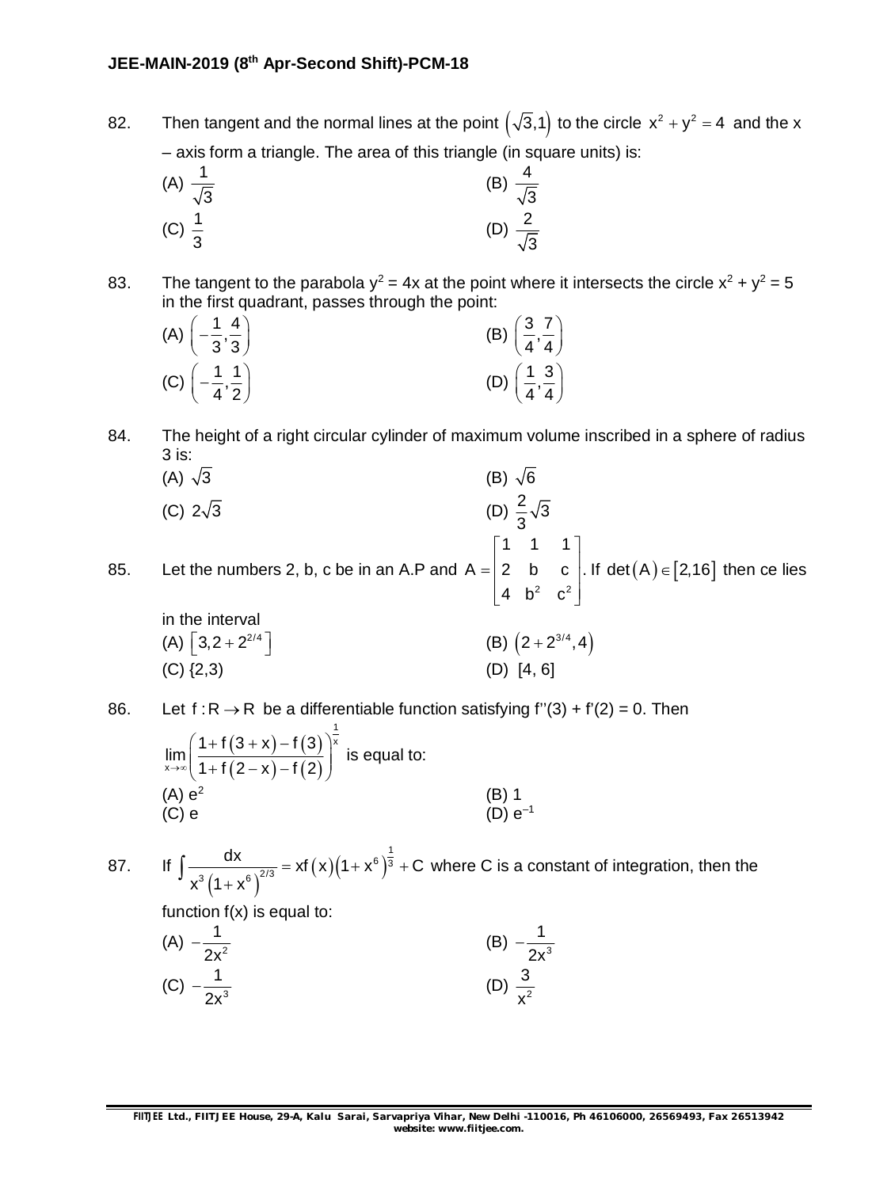82. Then tangent and the normal lines at the point $\left(\sqrt{3},1\right)$ to the circle $x^2 + y^2 = 4$ and the x – axis form a triangle. The area of this triangle (in square units) is:

(A) $\frac{1}{\sqrt{3}}$ (B) $\frac{4}{\sqrt{3}}$

(C) $\frac{1}{3}$ (D) $\frac{2}{\sqrt{3}}$

83. The tangent to the parabola $y^2 = 4x$ at the point where it intersects the circle $x^2 + y^2 = 5$ in the first quadrant, passes through the point:

(A) $\left(-\frac{1}{3},\frac{4}{3}\right)$ (B) $\left(\frac{3}{4},\frac{7}{4}\right)$

(C) $\left(-\frac{1}{4},\frac{1}{2}\right)$ (D) $\left(\frac{1}{4},\frac{3}{4}\right)$

84. The height of a right circular cylinder of maximum volume inscribed in a sphere of radius 3 is:

(A) $\sqrt{3}$ (B) $\sqrt{6}$

(C) $2\sqrt{3}$ (D) $\frac{2}{3}\sqrt{3}$

85. Let the numbers 2, b, c be in an A.P and $A = \begin{bmatrix} 1 & 1 & 1 \\ 2 & b & c \\ 4 & b^2 & c^2 \end{bmatrix}$. If $\det\left(A\right) \in \left[2,16\right]$ then ce lies in the interval

(A) $\left[3, 2+2^{2/4}\right]$ (B) $\left(2+2^{3/4}, 4\right)$

(C) {2,3) (D) [4, 6]

86. Let $f : R \to R$ be a differentiable function satisfying f''(3) + f'(2) = 0. Then $\lim\limits_{x\to\infty}\left(\frac{1+f\left(3+x\right)-f\left(3\right)}{1+f\left(2-x\right)-f\left(2\right)}\right)^{\frac{1}{x}}$ is equal to:

(A) $e^2$ (B) 1

(C) e (D) $e^{-1}$

87. If $\int \frac{dx}{x^3\left(1+x^6\right)^{2/3}} = xf\left(x\right)\left(1+x^6\right)^{\frac{1}{3}} + C$ where C is a constant of integration, then the function f(x) is equal to:

(A) $-\frac{1}{2x^2}$ (B) $-\frac{1}{2x^3}$

(C) $-\frac{1}{2x^3}$ (D) $\frac{3}{x^2}$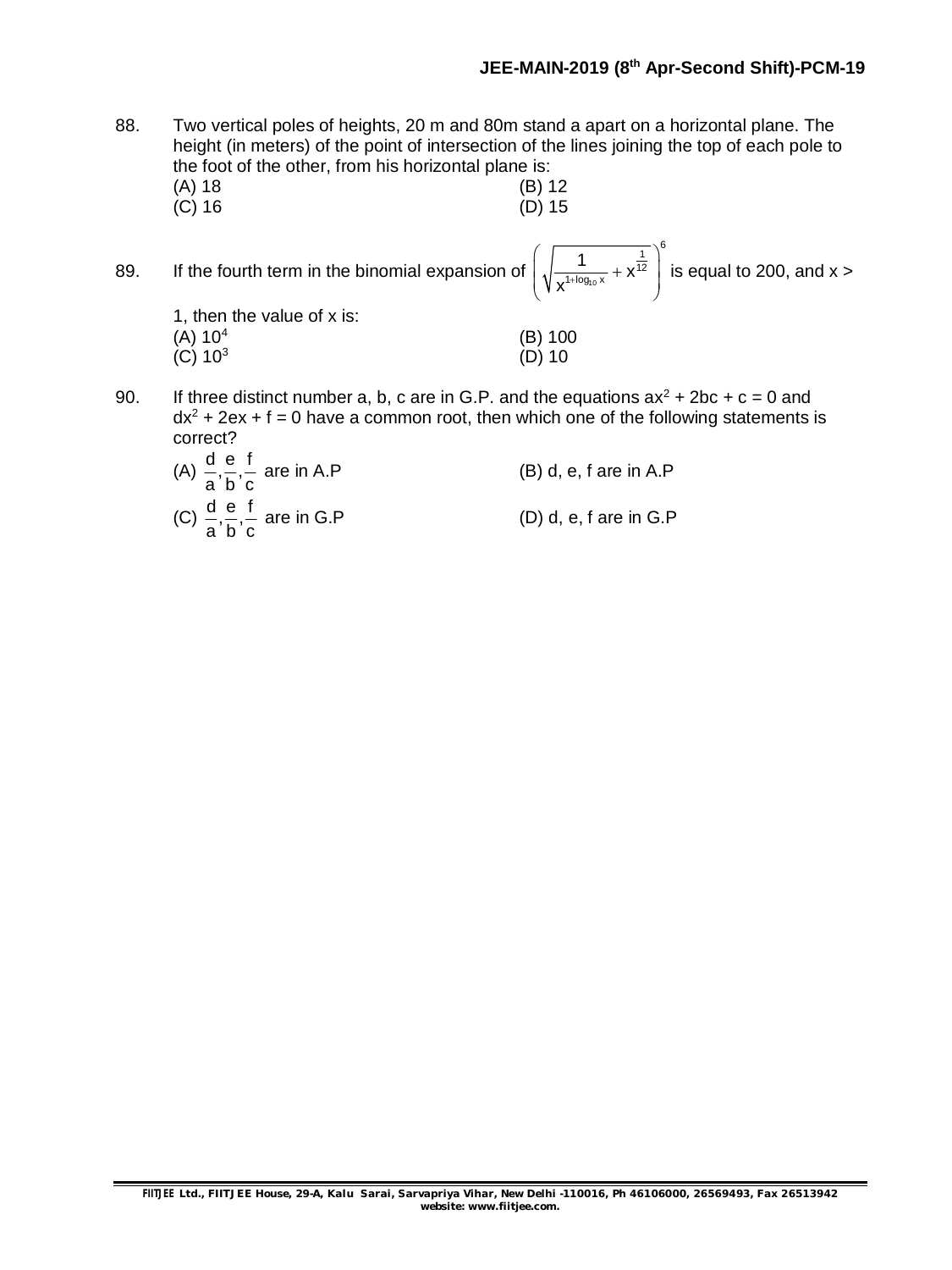88. Two vertical poles of heights, 20 m and 80m stand a apart on a horizontal plane. The height (in meters) of the point of intersection of the lines joining the top of each pole to the foot of the other, from his horizontal plane is:

(A) 18 (B) 12
(C) 16 (D) 15

89. If the fourth term in the binomial expansion of $\left(\sqrt{\frac{1}{x^{1+\log_{10} x}}} + x^{\frac{1}{12}}\right)^6$ is equal to 200, and x > 1, then the value of x is:

(A) $10^4$ (B) 100
(C) $10^3$ (D) 10

90. If three distinct number a, b, c are in G.P. and the equations $ax^2 + 2bc + c = 0$ and $dx^2 + 2ex + f = 0$ have a common root, then which one of the following statements is correct?

(A) $\frac{d}{a}, \frac{e}{b}, \frac{f}{c}$ are in A.P (B) d, e, f are in A.P
(C) $\frac{d}{a}, \frac{e}{b}, \frac{f}{c}$ are in G.P (D) d, e, f are in G.P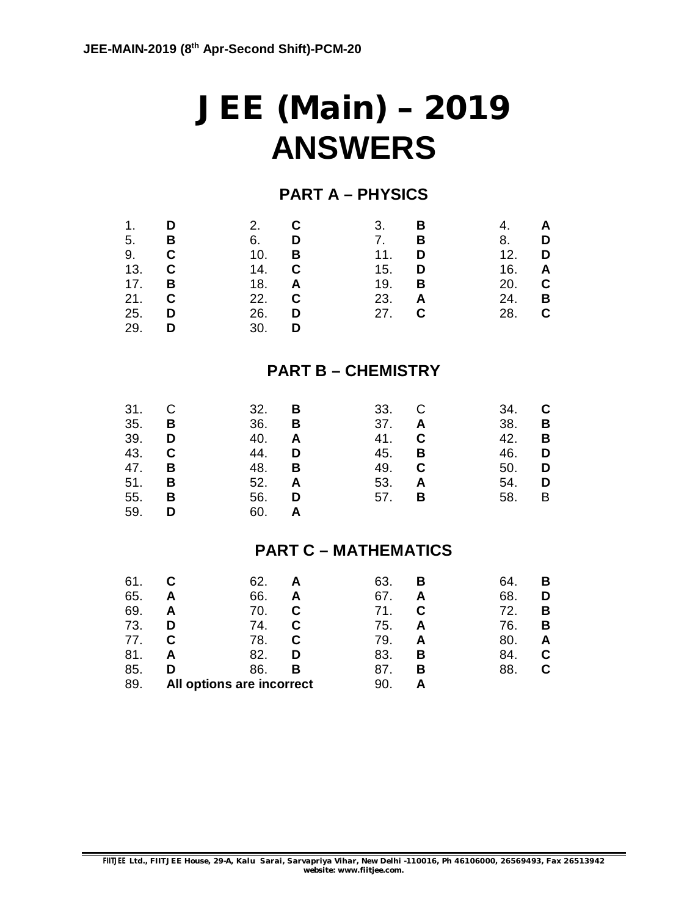# JEE (Main) – 2019

# ANSWERS

## PART A – PHYSICS

| | | | | | | | |
|---|---|---|---|---|---|---|---|
| 1. | **D** | 2. | **C** | 3. | **B** | 4. | **A** |
| 5. | **B** | 6. | **D** | 7. | **B** | 8. | **D** |
| 9. | **C** | 10. | **B** | 11. | **D** | 12. | **D** |
| 13. | **C** | 14. | **C** | 15. | **D** | 16. | **A** |
| 17. | **B** | 18. | **A** | 19. | **B** | 20. | **C** |
| 21. | **C** | 22. | **C** | 23. | **A** | 24. | **B** |
| 25. | **D** | 26. | **D** | 27. | **C** | 28. | **C** |
| 29. | **D** | 30. | **D** | | | | |

## PART B – CHEMISTRY

| | | | | | | | |
|---|---|---|---|---|---|---|---|
| 31. | C | 32. | **B** | 33. | C | 34. | **C** |
| 35. | **B** | 36. | **B** | 37. | **A** | 38. | **B** |
| 39. | **D** | 40. | **A** | 41. | **C** | 42. | **B** |
| 43. | **C** | 44. | **D** | 45. | **B** | 46. | **D** |
| 47. | **B** | 48. | **B** | 49. | **C** | 50. | **D** |
| 51. | **B** | 52. | **A** | 53. | **A** | 54. | **D** |
| 55. | **B** | 56. | **D** | 57. | **B** | 58. | B |
| 59. | **D** | 60. | **A** | | | | |

## PART C – MATHEMATICS

| | | | | | | | |
|---|---|---|---|---|---|---|---|
| 61. | **C** | 62. | **A** | 63. | **B** | 64. | **B** |
| 65. | **A** | 66. | **A** | 67. | **A** | 68. | **D** |
| 69. | **A** | 70. | **C** | 71. | **C** | 72. | **B** |
| 73. | **D** | 74. | **C** | 75. | **A** | 76. | **B** |
| 77. | **C** | 78. | **C** | 79. | **A** | 80. | **A** |
| 81. | **A** | 82. | **D** | 83. | **B** | 84. | **C** |
| 85. | **D** | 86. | **B** | 87. | **B** | 88. | **C** |
| 89. | **All options are incorrect** | | | 90. | **A** | | |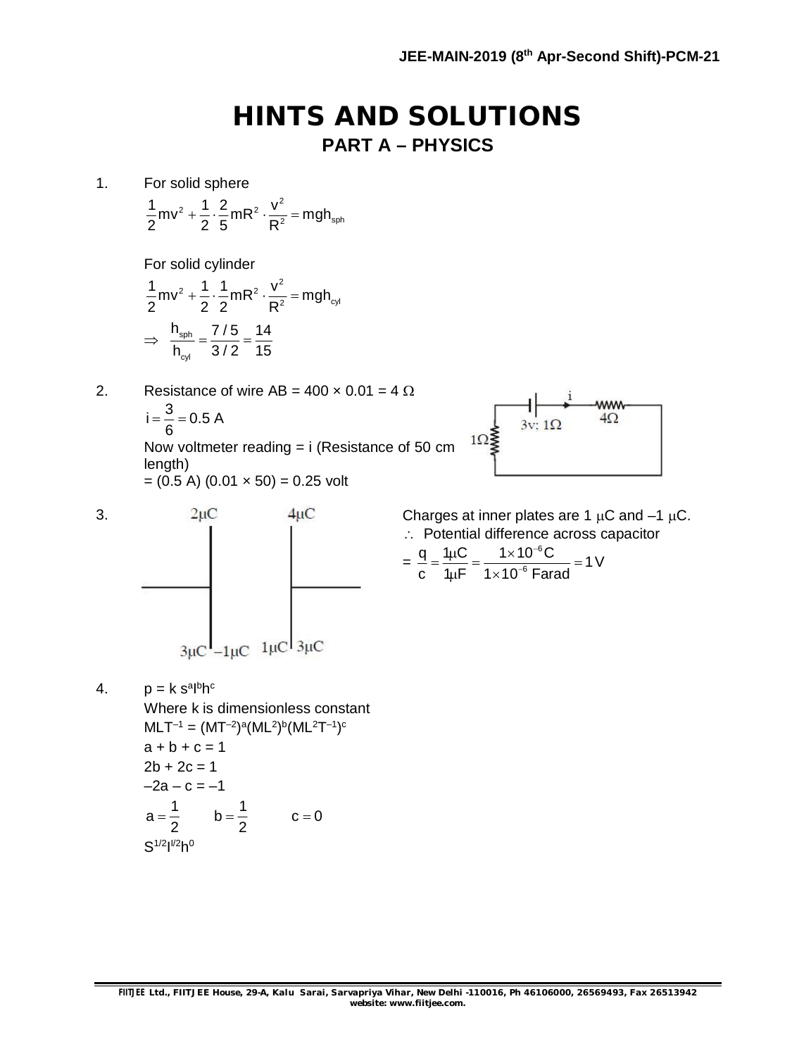# HINTS AND SOLUTIONS

## PART A – PHYSICS

1. For solid sphere

$$\frac{1}{2}mv^2 + \frac{1}{2}\cdot\frac{2}{5}mR^2\cdot\frac{v^2}{R^2} = mgh_{sph}$$

For solid cylinder

$$\frac{1}{2}mv^2 + \frac{1}{2}\cdot\frac{1}{2}mR^2\cdot\frac{v^2}{R^2} = mgh_{cyl}$$

$$\Rightarrow \frac{h_{sph}}{h_{cyl}} = \frac{7/5}{3/2} = \frac{14}{15}$$

2. Resistance of wire AB = 400 × 0.01 = 4 Ω

$$i = \frac{3}{6} = 0.5 \text{ A}$$

Now voltmeter reading = i (Resistance of 50 cm length)

= (0.5 A) (0.01 × 50) = 0.25 volt

3v; 1Ω, 4Ω, 1Ω, i

3. 2μC, 4μC, 3μC, –1μC, 1μC, 3μC

Charges at inner plates are 1 μC and –1 μC.

∴ Potential difference across capacitor

$$= \frac{q}{c} = \frac{1\mu C}{1\mu F} = \frac{1\times10^{-6}\,C}{1\times10^{-6}\text{ Farad}} = 1\,V$$

4. $p = k\, s^a I^b h^c$

Where k is dimensionless constant

$MLT^{-1} = (MT^{-2})^a(ML^2)^b(ML^2T^{-1})^c$

$a + b + c = 1$

$2b + 2c = 1$

$-2a - c = -1$

$a = \frac{1}{2} \qquad b = \frac{1}{2} \qquad c = 0$

$S^{1/2}I^{1/2}h^0$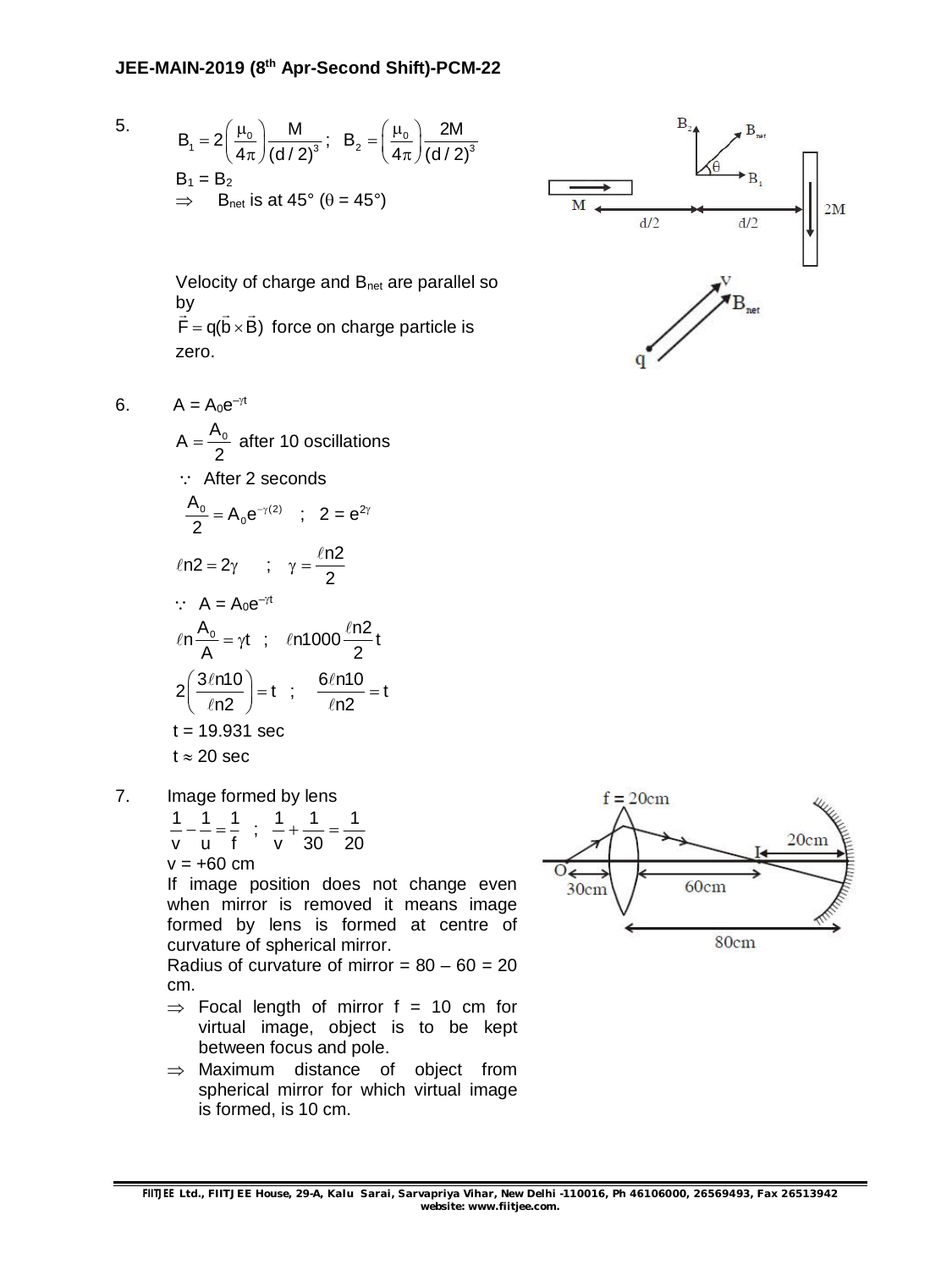5. $$B_1 = 2\left(\frac{\mu_0}{4\pi}\right)\frac{M}{(d/2)^3}\ ; \quad B_2 = \left(\frac{\mu_0}{4\pi}\right)\frac{2M}{(d/2)^3}$$

$B_1 = B_2$

$\Rightarrow$ $B_{net}$ is at 45° ($\theta = 45°$)

Velocity of charge and $B_{net}$ are parallel so by

$\vec{F} = q(\vec{b} \times \vec{B})$ force on charge particle is zero.

6. $A = A_0 e^{-\gamma t}$

$A = \dfrac{A_0}{2}$ after 10 oscillations

$\because$ After 2 seconds

$\dfrac{A_0}{2} = A_0 e^{-\gamma(2)}$ ; $2 = e^{2\gamma}$

$\ell n2 = 2\gamma$ ; $\gamma = \dfrac{\ell n2}{2}$

$\because$ $A = A_0 e^{-\gamma t}$

$\ell n\dfrac{A_0}{A} = \gamma t$ ; $\ell n1000\dfrac{\ell n2}{2}t$

$2\left(\dfrac{3\ell n10}{\ell n2}\right) = t$ ; $\dfrac{6\ell n10}{\ell n2} = t$

$t = 19.931$ sec

$t \approx 20$ sec

7. Image formed by lens

$\dfrac{1}{v} - \dfrac{1}{u} = \dfrac{1}{f}$ ; $\dfrac{1}{v} + \dfrac{1}{30} = \dfrac{1}{20}$

$v = +60$ cm

If image position does not change even when mirror is removed it means image formed by lens is formed at centre of curvature of spherical mirror.

Radius of curvature of mirror = 80 – 60 = 20 cm.

$\Rightarrow$ Focal length of mirror f = 10 cm for virtual image, object is to be kept between focus and pole.

$\Rightarrow$ Maximum distance of object from spherical mirror for which virtual image is formed, is 10 cm.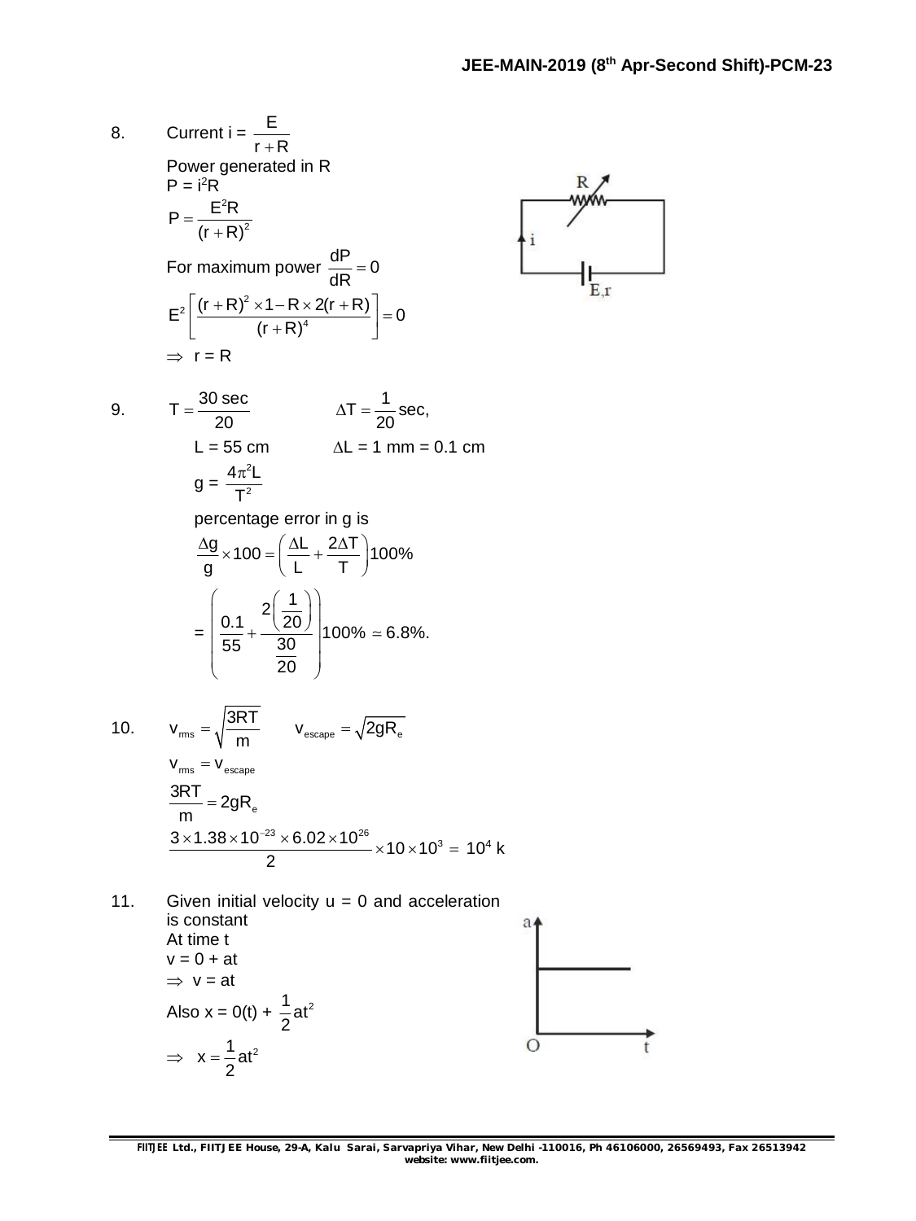8. Current $i = \frac{E}{r+R}$

Power generated in R

$P = i^2R$

$$P = \frac{E^2R}{(r+R)^2}$$

For maximum power $\frac{dP}{dR} = 0$

$$E^2\left[\frac{(r+R)^2 \times 1 - R \times 2(r+R)}{(r+R)^4}\right] = 0$$

$\Rightarrow$ r = R

9. $T = \frac{30\text{ sec}}{20}$ $\Delta T = \frac{1}{20}\text{sec},$

L = 55 cm $\Delta L$ = 1 mm = 0.1 cm

$$g = \frac{4\pi^2 L}{T^2}$$

percentage error in g is

$$\frac{\Delta g}{g} \times 100 = \left(\frac{\Delta L}{L} + \frac{2\Delta T}{T}\right)100\%$$

$$= \left(\frac{0.1}{55} + \frac{2\left(\frac{1}{20}\right)}{\frac{30}{20}}\right)100\% \simeq 6.8\%.$$

10. $v_{rms} = \sqrt{\frac{3RT}{m}}$ $v_{escape} = \sqrt{2gR_e}$

$v_{rms} = v_{escape}$

$$\frac{3RT}{m} = 2gR_e$$

$$\frac{3 \times 1.38 \times 10^{-23} \times 6.02 \times 10^{26}}{2} \times 10 \times 10^3 = 10^4 \text{ k}$$

11. Given initial velocity u = 0 and acceleration is constant

At time t

v = 0 + at

$\Rightarrow$ v = at

Also $x = 0(t) + \frac{1}{2}at^2$

$$\Rightarrow x = \frac{1}{2}at^2$$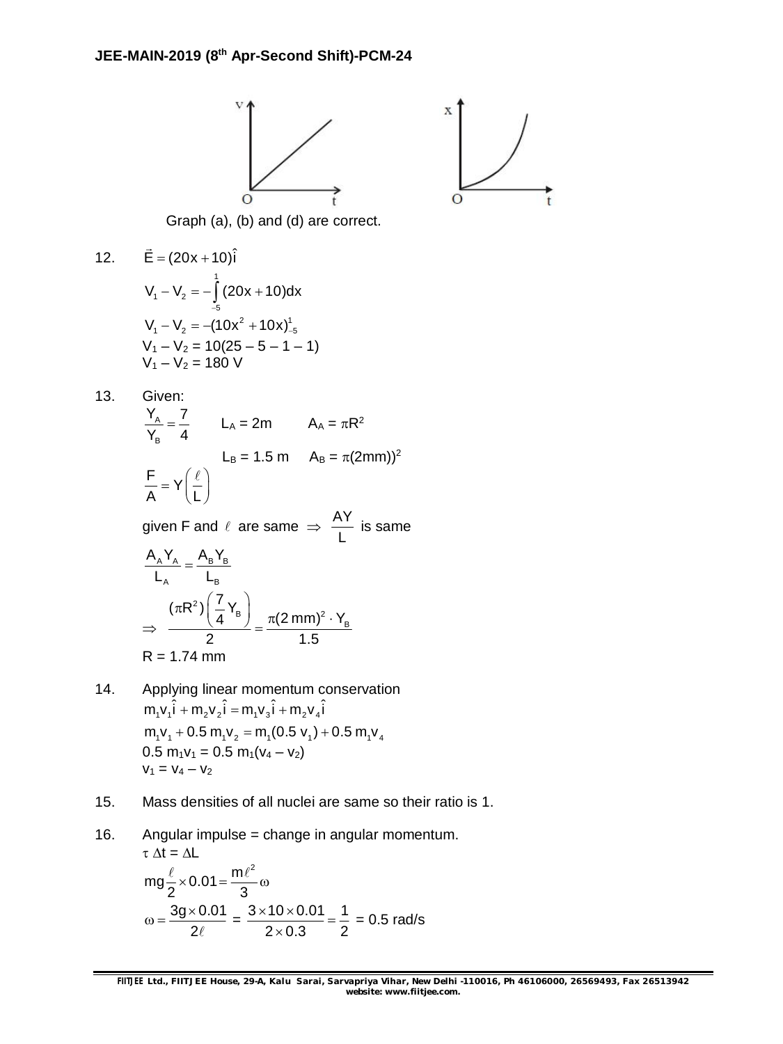Graph (a), (b) and (d) are correct.

12. $\vec{E} = (20x + 10)\hat{i}$

$$V_1 - V_2 = -\int_{-5}^{1} (20x + 10)dx$$

$$V_1 - V_2 = -(10x^2 + 10x)_{-5}^{1}$$

$V_1 – V_2 = 10(25 – 5 – 1 – 1)$

$V_1 – V_2 = 180$ V

13. Given:

$\frac{Y_A}{Y_B} = \frac{7}{4}$ $\quad L_A = 2m \quad A_A = \pi R^2$

$\quad L_B = 1.5$ m $\quad A_B = \pi(2mm))^2$

$$\frac{F}{A} = Y\left(\frac{\ell}{L}\right)$$

given F and $\ell$ are same $\Rightarrow$ $\frac{AY}{L}$ is same

$$\frac{A_A Y_A}{L_A} = \frac{A_B Y_B}{L_B}$$

$$\Rightarrow \frac{(\pi R^2)\left(\frac{7}{4}Y_B\right)}{2} = \frac{\pi(2\,mm)^2 \cdot Y_B}{1.5}$$

R = 1.74 mm

14. Applying linear momentum conservation

$$m_1 v_1 \hat{i} + m_2 v_2 \hat{i} = m_1 v_3 \hat{i} + m_2 v_4 \hat{i}$$

$$m_1 v_1 + 0.5\, m_1 v_2 = m_1(0.5\, v_1) + 0.5\, m_1 v_4$$

$0.5\, m_1 v_1 = 0.5\, m_1(v_4 – v_2)$

$v_1 = v_4 – v_2$

15. Mass densities of all nuclei are same so their ratio is 1.

16. Angular impulse = change in angular momentum.

$\tau\, \Delta t = \Delta L$

$$mg\frac{\ell}{2} \times 0.01 = \frac{m\ell^2}{3}\omega$$

$$\omega = \frac{3g \times 0.01}{2\ell} = \frac{3 \times 10 \times 0.01}{2 \times 0.3} = \frac{1}{2} = 0.5 \text{ rad/s}$$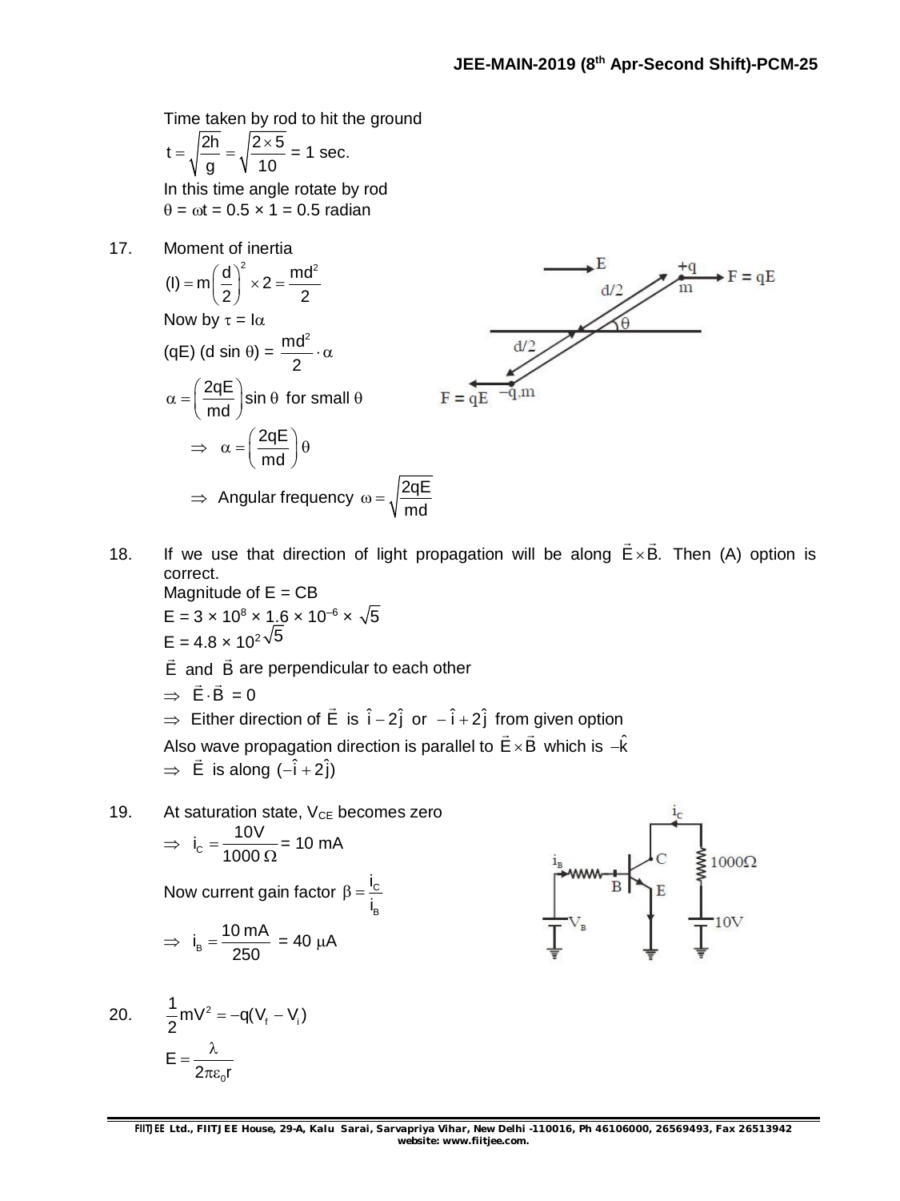Time taken by rod to hit the ground

$$t = \sqrt{\frac{2h}{g}} = \sqrt{\frac{2 \times 5}{10}} = 1 \text{ sec.}$$

In this time angle rotate by rod

$\theta = \omega t = 0.5 \times 1 = 0.5$ radian

17. Moment of inertia

$$(I) = m\left(\frac{d}{2}\right)^2 \times 2 = \frac{md^2}{2}$$

Now by $\tau = I\alpha$

$$(qE)(d \sin\theta) = \frac{md^2}{2} \cdot \alpha$$

$$\alpha = \left(\frac{2qE}{md}\right)\sin\theta \text{ for small } \theta$$

$$\Rightarrow \alpha = \left(\frac{2qE}{md}\right)\theta$$

$$\Rightarrow \text{Angular frequency } \omega = \sqrt{\frac{2qE}{md}}$$

18. If we use that direction of light propagation will be along $\vec{E} \times \vec{B}$. Then (A) option is correct.

Magnitude of E = CB

$E = 3 \times 10^8 \times 1.6 \times 10^{-6} \times \sqrt{5}$

$E = 4.8 \times 10^2 \sqrt{5}$

$\vec{E}$ and $\vec{B}$ are perpendicular to each other

$\Rightarrow \vec{E} \cdot \vec{B} = 0$

$\Rightarrow$ Either direction of $\vec{E}$ is $\hat{i} - 2\hat{j}$ or $-\hat{i} + 2\hat{j}$ from given option

Also wave propagation direction is parallel to $\vec{E} \times \vec{B}$ which is $-\hat{k}$

$\Rightarrow \vec{E}$ is along $(-\hat{i} + 2\hat{j})$

19. At saturation state, $V_{CE}$ becomes zero

$$\Rightarrow i_C = \frac{10V}{1000\,\Omega} = 10 \text{ mA}$$

Now current gain factor $\beta = \frac{i_C}{i_B}$

$$\Rightarrow i_B = \frac{10 \text{ mA}}{250} = 40\ \mu A$$

20. $$\frac{1}{2}mV^2 = -q(V_f - V_i)$$

$$E = \frac{\lambda}{2\pi\varepsilon_0 r}$$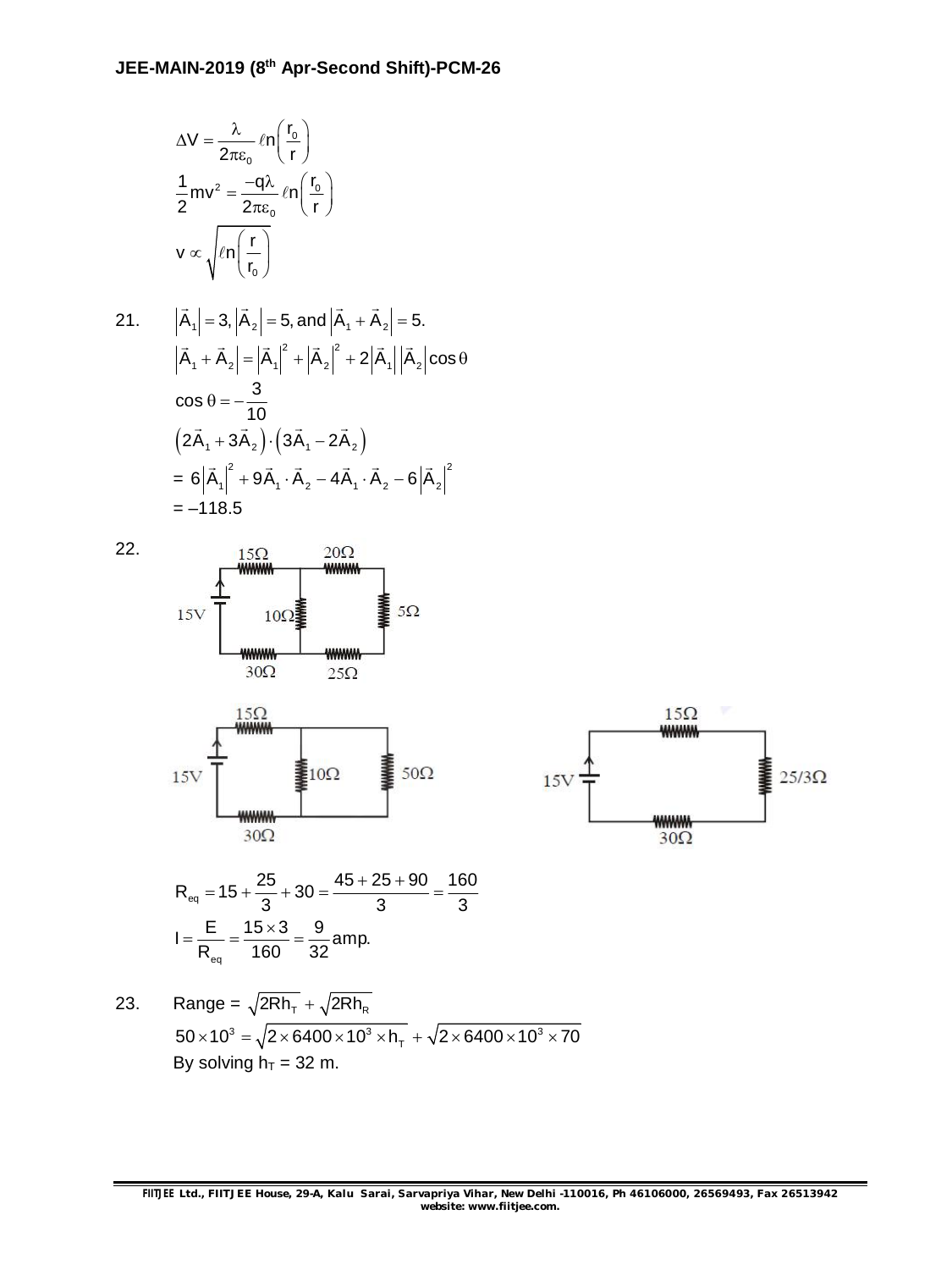$$\Delta V = \frac{\lambda}{2\pi\varepsilon_0} \ell n\left(\frac{r_0}{r}\right)$$

$$\frac{1}{2}mv^2 = \frac{-q\lambda}{2\pi\varepsilon_0} \ell n\left(\frac{r_0}{r}\right)$$

$$v \propto \sqrt{\ell n\left(\frac{r}{r_0}\right)}$$

21. $\left|\vec{A}_1\right| = 3, \left|\vec{A}_2\right| = 5$, and $\left|\vec{A}_1 + \vec{A}_2\right| = 5$.

$$\left|\vec{A}_1 + \vec{A}_2\right| = \left|\vec{A}_1\right|^2 + \left|\vec{A}_2\right|^2 + 2\left|\vec{A}_1\right|\left|\vec{A}_2\right|\cos\theta$$

$$\cos\theta = -\frac{3}{10}$$

$$\left(2\vec{A}_1 + 3\vec{A}_2\right)\cdot\left(3\vec{A}_1 - 2\vec{A}_2\right)$$

$$= 6\left|\vec{A}_1\right|^2 + 9\vec{A}_1\cdot\vec{A}_2 - 4\vec{A}_1\cdot\vec{A}_2 - 6\left|\vec{A}_2\right|^2$$

$$= -118.5$$

22. 

$$R_{eq} = 15 + \frac{25}{3} + 30 = \frac{45 + 25 + 90}{3} = \frac{160}{3}$$

$$I = \frac{E}{R_{eq}} = \frac{15\times 3}{160} = \frac{9}{32}\text{amp.}$$

23. Range = $\sqrt{2Rh_T} + \sqrt{2Rh_R}$

$$50\times 10^3 = \sqrt{2\times 6400\times 10^3 \times h_T} + \sqrt{2\times 6400\times 10^3 \times 70}$$

By solving $h_T$ = 32 m.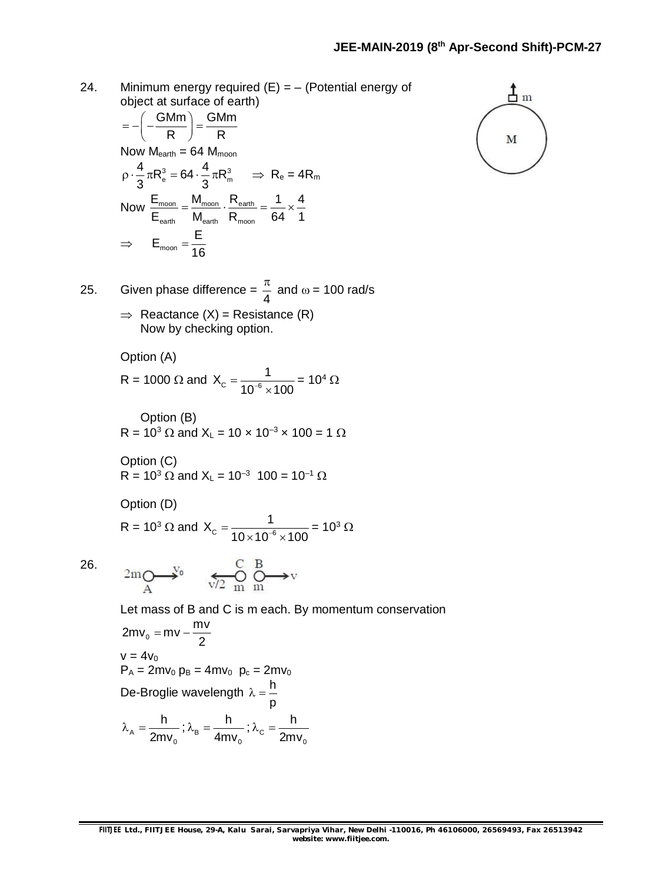24. Minimum energy required (E) = – (Potential energy of object at surface of earth)

$$= -\left(-\frac{GMm}{R}\right) = \frac{GMm}{R}$$

Now $M_{earth} = 64\ M_{moon}$

$$\rho \cdot \frac{4}{3}\pi R_e^3 = 64 \cdot \frac{4}{3}\pi R_m^3 \quad \Rightarrow R_e = 4R_m$$

Now $\frac{E_{moon}}{E_{earth}} = \frac{M_{moon}}{M_{earth}} \cdot \frac{R_{earth}}{R_{moon}} = \frac{1}{64} \times \frac{4}{1}$

$$\Rightarrow \quad E_{moon} = \frac{E}{16}$$

25. Given phase difference = $\frac{\pi}{4}$ and $\omega$ = 100 rad/s

$\Rightarrow$ Reactance (X) = Resistance (R)
Now by checking option.

Option (A)
R = 1000 $\Omega$ and $X_C = \frac{1}{10^{-6} \times 100} = 10^4\ \Omega$

Option (B)
R = $10^3\ \Omega$ and $X_L = 10 \times 10^{-3} \times 100 = 1\ \Omega$

Option (C)
R = $10^3\ \Omega$ and $X_L = 10^{-3}\ \ 100 = 10^{-1}\ \Omega$

Option (D)
R = $10^3\ \Omega$ and $X_C = \frac{1}{10 \times 10^{-6} \times 100} = 10^3\ \Omega$

26. 

Let mass of B and C is m each. By momentum conservation

$$2mv_0 = mv - \frac{mv}{2}$$

$v = 4v_0$
$P_A = 2mv_0$ $p_B = 4mv_0$ $p_c = 2mv_0$
De-Broglie wavelength $\lambda = \frac{h}{p}$

$$\lambda_A = \frac{h}{2mv_0};\ \lambda_B = \frac{h}{4mv_0};\ \lambda_C = \frac{h}{2mv_0}$$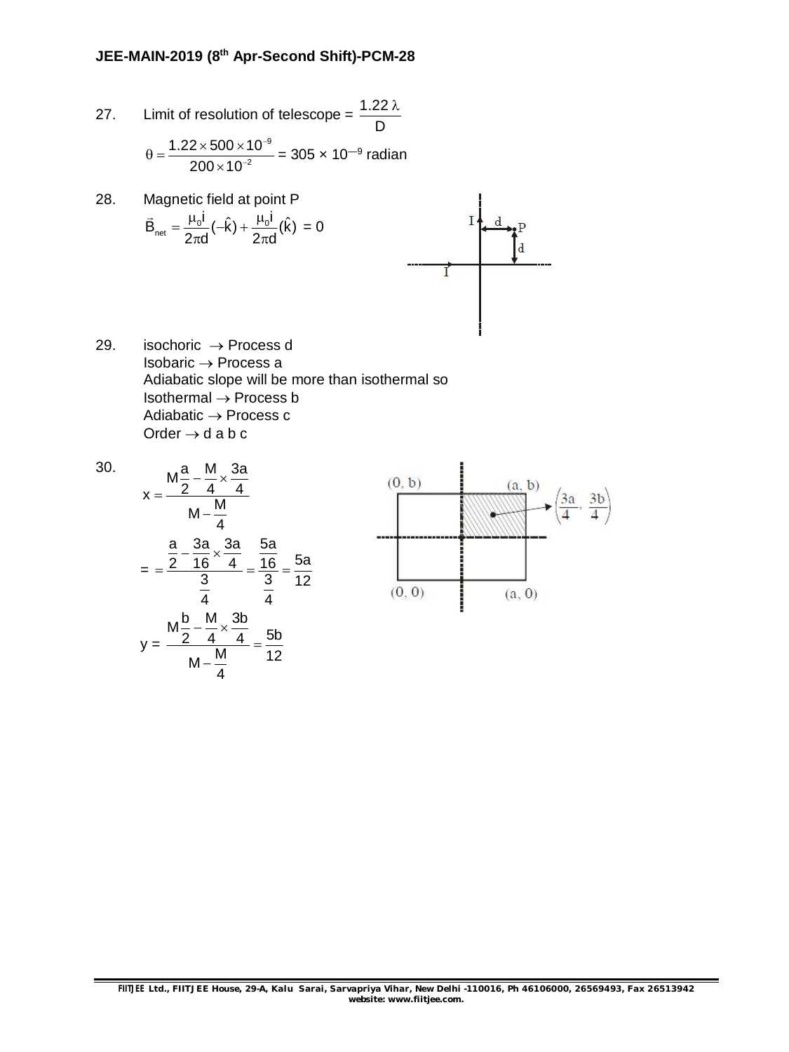27. Limit of resolution of telescope = $\frac{1.22\,\lambda}{D}$

$$\theta = \frac{1.22 \times 500 \times 10^{-9}}{200 \times 10^{-2}} = 305 \times 10^{-9} \text{ radian}$$

28. Magnetic field at point P

$$\vec{B}_{net} = \frac{\mu_0 i}{2\pi d}(-\hat{k}) + \frac{\mu_0 i}{2\pi d}(\hat{k}) = 0$$

29. isochoric $\rightarrow$ Process d
Isobaric $\rightarrow$ Process a
Adiabatic slope will be more than isothermal so
Isothermal $\rightarrow$ Process b
Adiabatic $\rightarrow$ Process c
Order $\rightarrow$ d a b c

30.

$$x = \frac{M\frac{a}{2} - \frac{M}{4} \times \frac{3a}{4}}{M - \frac{M}{4}}$$

$$= \frac{\frac{a}{2} - \frac{3a}{16} \times \frac{3a}{4}}{\frac{3}{4}} = \frac{\frac{5a}{16}}{\frac{3}{4}} = \frac{5a}{12}$$

$$y = \frac{M\frac{b}{2} - \frac{M}{4} \times \frac{3b}{4}}{M - \frac{M}{4}} = \frac{5b}{12}$$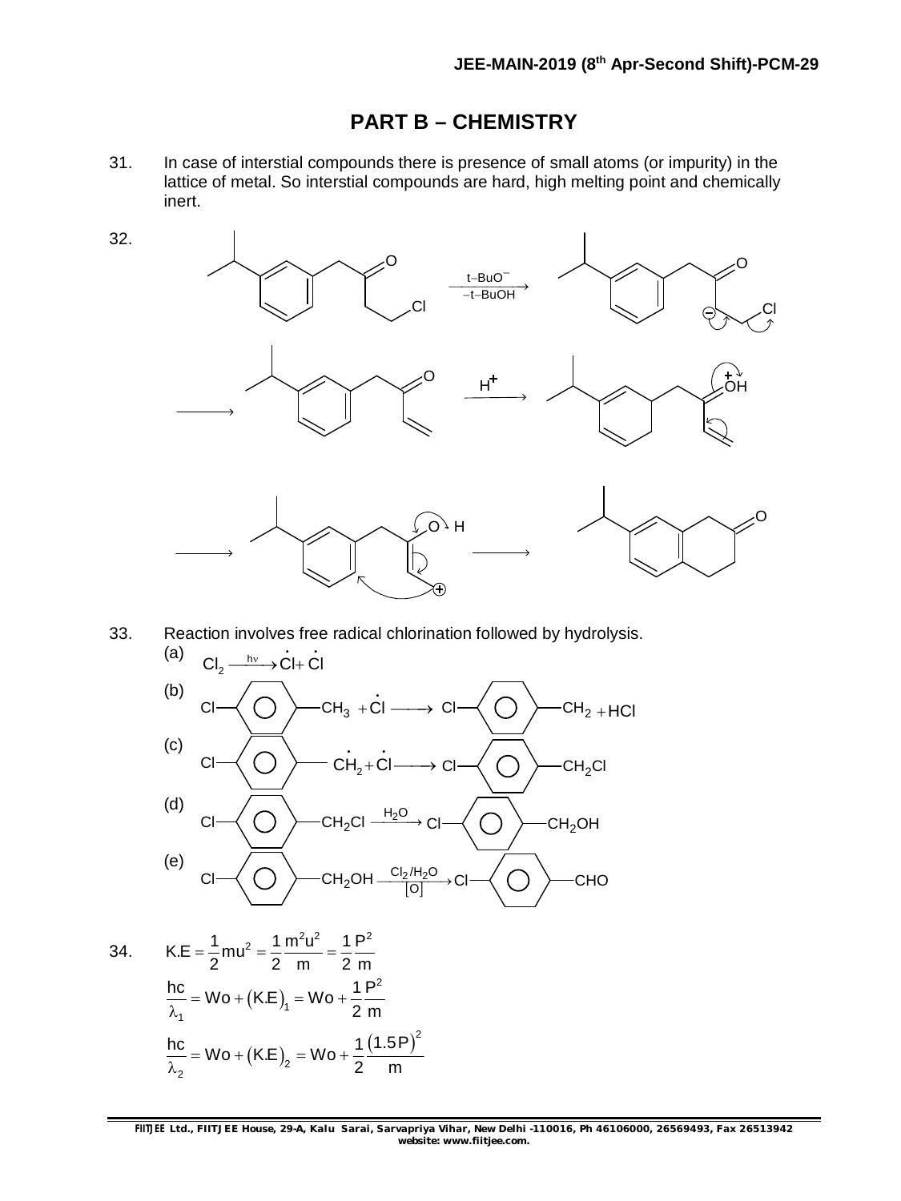# PART B – CHEMISTRY

31. In case of interstial compounds there is presence of small atoms (or impurity) in the lattice of metal. So interstial compounds are hard, high melting point and chemically inert.

32. (Reaction scheme: 1-(3-isopropylphenyl)-4-chlorobutan-2-one $\xrightarrow[-t\text{-BuOH}]{t\text{-BuO}^-}$ carbanion; $\longrightarrow$ vinyl ketone $\xrightarrow{H^+}$ protonated carbonyl ($\overset{+}{O}H$) $\longrightarrow$ enol with terminal carbocation ($\oplus$) $\longrightarrow$ 6-isopropyl-3,4-dihydronaphthalen-2(1H)-one)

33. Reaction involves free radical chlorination followed by hydrolysis.

(a) $Cl_2 \xrightarrow{h\nu} \dot{C}l + \dot{C}l$

(b) $Cl-C_6H_4-CH_3 + \dot{C}l \longrightarrow Cl-C_6H_4-\dot{C}H_2 + HCl$

(c) $Cl-C_6H_4-\dot{C}H_2 + \dot{C}l \longrightarrow Cl-C_6H_4-CH_2Cl$

(d) $Cl-C_6H_4-CH_2Cl \xrightarrow{H_2O} Cl-C_6H_4-CH_2OH$

(e) $Cl-C_6H_4-CH_2OH \xrightarrow[{[O]}]{Cl_2/H_2O} Cl-C_6H_4-CHO$

34. $$K.E = \frac{1}{2}mu^2 = \frac{1}{2}\frac{m^2u^2}{m} = \frac{1}{2}\frac{P^2}{m}$$

$$\frac{hc}{\lambda_1} = Wo + (K.E)_1 = Wo + \frac{1}{2}\frac{P^2}{m}$$

$$\frac{hc}{\lambda_2} = Wo + (K.E)_2 = Wo + \frac{1}{2}\frac{(1.5P)^2}{m}$$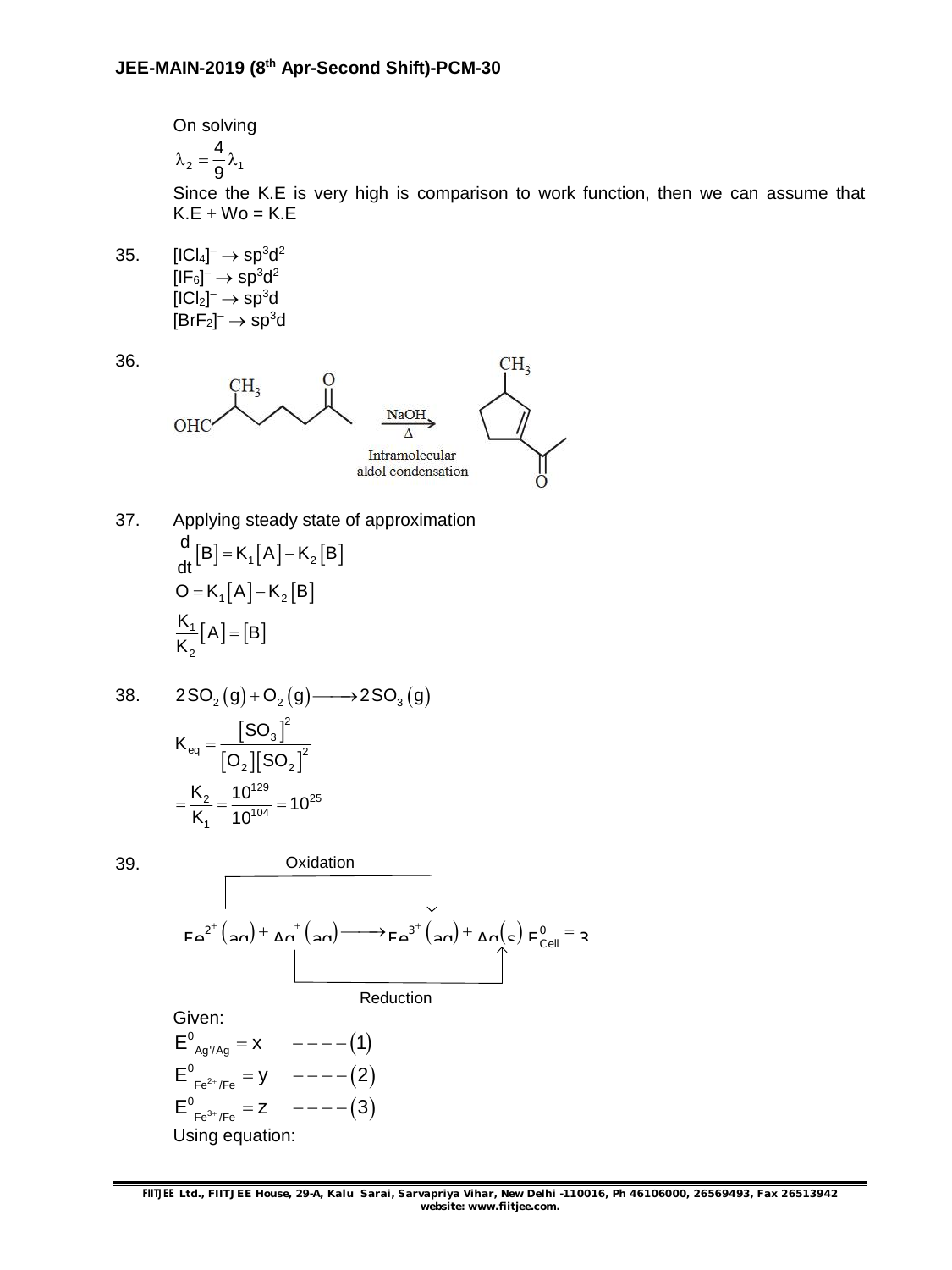On solving

$$\lambda_2 = \frac{4}{9}\lambda_1$$

Since the K.E is very high is comparison to work function, then we can assume that K.E + Wo = K.E

35. $[ICl_4]^- \rightarrow sp^3d^2$
$[IF_6]^- \rightarrow sp^3d^2$
$[ICl_2]^- \rightarrow sp^3d$
$[BrF_2]^- \rightarrow sp^3d$

36. $\xrightarrow[\text{Intramolecular aldol condensation}]{\text{NaOH}, \Delta}$

37. Applying steady state of approximation

$$\frac{d}{dt}[B] = K_1[A] - K_2[B]$$

$$O = K_1[A] - K_2[B]$$

$$\frac{K_1}{K_2}[A] = [B]$$

38. $2SO_2(g) + O_2(g) \longrightarrow 2SO_3(g)$

$$K_{eq} = \frac{[SO_3]^2}{[O_2][SO_2]^2}$$

$$= \frac{K_2}{K_1} = \frac{10^{129}}{10^{104}} = 10^{25}$$

39. Oxidation

$Fe^{2+}(aq) + Ag^+(aq) \longrightarrow Fe^{3+}(aq) + Ag(s)\ E^0_{Cell} = ?$

Reduction

Given:

$E^0_{Ag^+/Ag} = x \quad ----(1)$

$E^0_{Fe^{2+}/Fe} = y \quad ----(2)$

$E^0_{Fe^{3+}/Fe} = z \quad ----(3)$

Using equation: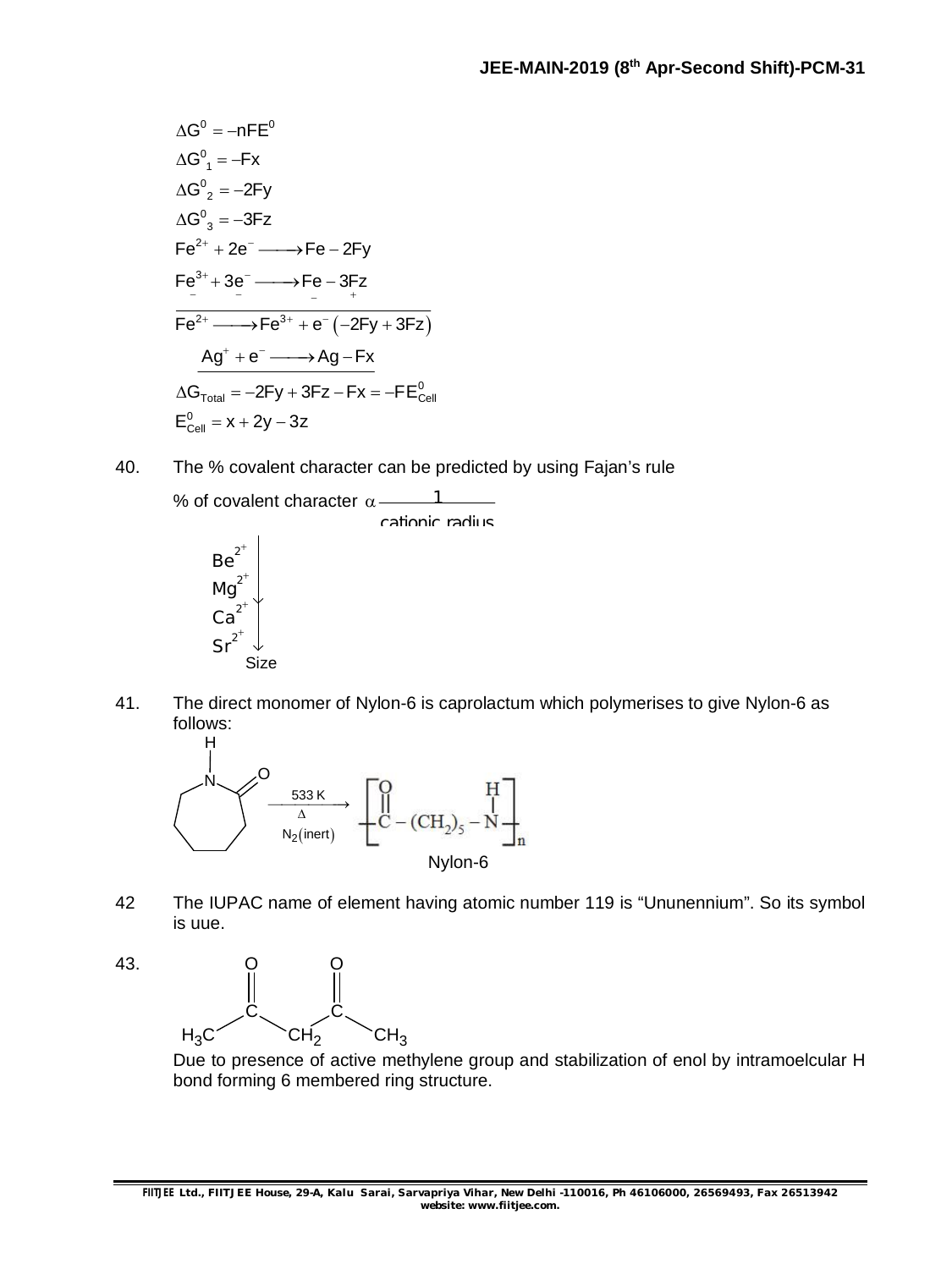$$\Delta G^0 = -nFE^0$$

$$\Delta G^0{}_1 = -Fx$$

$$\Delta G^0{}_2 = -2Fy$$

$$\Delta G^0{}_3 = -3Fz$$

$$Fe^{2+} + 2e^- \longrightarrow Fe - 2Fy$$

$$\underset{-}{Fe^{3+}} + \underset{-}{3e^-} \longrightarrow \underset{-}{Fe} - \underset{+}{3Fz}$$

$$Fe^{2+} \longrightarrow Fe^{3+} + e^- \left(-2Fy + 3Fz\right)$$

$$Ag^+ + e^- \longrightarrow Ag - Fx$$

$$\Delta G_{Total} = -2Fy + 3Fz - Fx = -FE^0_{Cell}$$

$$E^0_{Cell} = x + 2y - 3z$$

40. The % covalent character can be predicted by using Fajan's rule

% of covalent character $\alpha \frac{1}{\text{cationic radius}}$

$Be^{2+}$
$Mg^{2+}$
$Ca^{2+}$
$Sr^{2+}$
↓ Size

41. The direct monomer of Nylon-6 is caprolactum which polymerises to give Nylon-6 as follows:

Caprolactam $\xrightarrow[N_2(\text{inert})]{533\text{ K},\ \Delta}$ $\left[ -\overset{O}{\overset{||}{C}} - (CH_2)_5 - \overset{H}{\overset{|}{N}} - \right]_n$

Nylon-6

42 The IUPAC name of element having atomic number 119 is "Ununennium". So its symbol is uue.

43. $H_3C-\overset{O}{\overset{||}{C}}-CH_2-\overset{O}{\overset{||}{C}}-CH_3$

Due to presence of active methylene group and stabilization of enol by intramoelcular H bond forming 6 membered ring structure.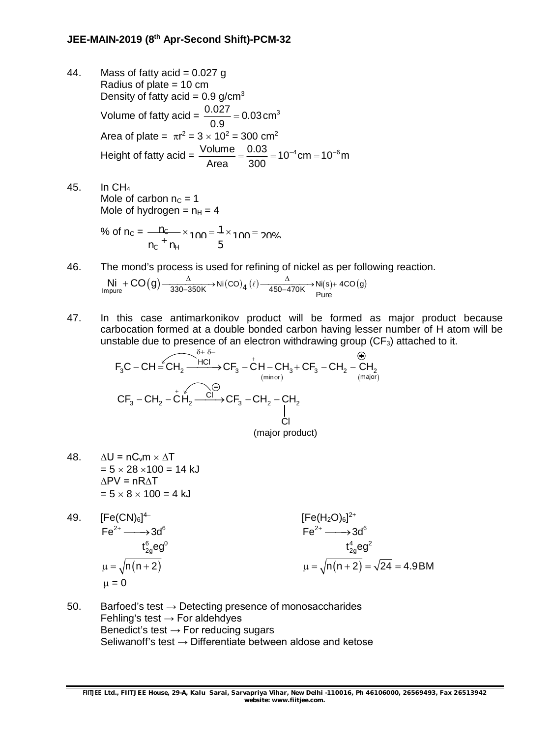44. Mass of fatty acid = 0.027 g
Radius of plate = 10 cm
Density of fatty acid = 0.9 g/cm$^3$
Volume of fatty acid = $\frac{0.027}{0.9} = 0.03\,\text{cm}^3$
Area of plate = $\pi r^2 = 3 \times 10^2 = 300\ \text{cm}^2$
Height of fatty acid = $\frac{\text{Volume}}{\text{Area}} = \frac{0.03}{300} = 10^{-4}\,\text{cm} = 10^{-6}\,\text{m}$

45. In $CH_4$
Mole of carbon $n_C = 1$
Mole of hydrogen = $n_H = 4$
% of $n_C$ = $\frac{n_C}{n_C + n_H} \times 100 = \frac{1}{5} \times 100 = 20\%$

46. The mond's process is used for refining of nickel as per following reaction.
$$\underset{\text{Impure}}{Ni} + CO(g) \xrightarrow[330-350K]{\Delta} Ni(CO)_4(\ell) \xrightarrow[450-470K]{\Delta} \underset{\text{Pure}}{Ni(s)} + 4CO(g)$$

47. In this case antimarkonikov product will be formed as major product because carbocation formed at a double bonded carbon having lesser number of H atom will be unstable due to presence of an electron withdrawing group ($CF_3$) attached to it.
$$F_3C - CH = CH_2 \xrightarrow{\overset{\delta+\ \delta-}{HCl}} \underset{(\text{minor})}{CF_3 - \overset{+}{C}H - CH_3} + \underset{(\text{major})}{CF_3 - CH_2 - \overset{\oplus}{C}H_2}$$
$$CF_3 - CH_2 - \overset{+}{C}H_2 \xrightarrow{Cl^{\ominus}} CF_3 - CH_2 - CH_2Cl$$
(major product)

48. $\Delta U = nC_vm \times \Delta T$
$= 5 \times 28 \times 100 = 14$ kJ
$\Delta PV = nR\Delta T$
$= 5 \times 8 \times 100 = 4$ kJ

49. $[Fe(CN)_6]^{4-}$
$Fe^{2+} \longrightarrow 3d^6$
$t_{2g}^6 eg^0$
$\mu = \sqrt{n(n+2)}$
$\mu = 0$

$[Fe(H_2O)_6]^{2+}$
$Fe^{2+} \longrightarrow 3d^6$
$t_{2g}^4 eg^2$
$\mu = \sqrt{n(n+2)} = \sqrt{24} = 4.9\,\text{BM}$

50. Barfoed's test → Detecting presence of monosaccharides
Fehling's test → For aldehdyes
Benedict's test → For reducing sugars
Seliwanoff's test → Differentiate between aldose and ketose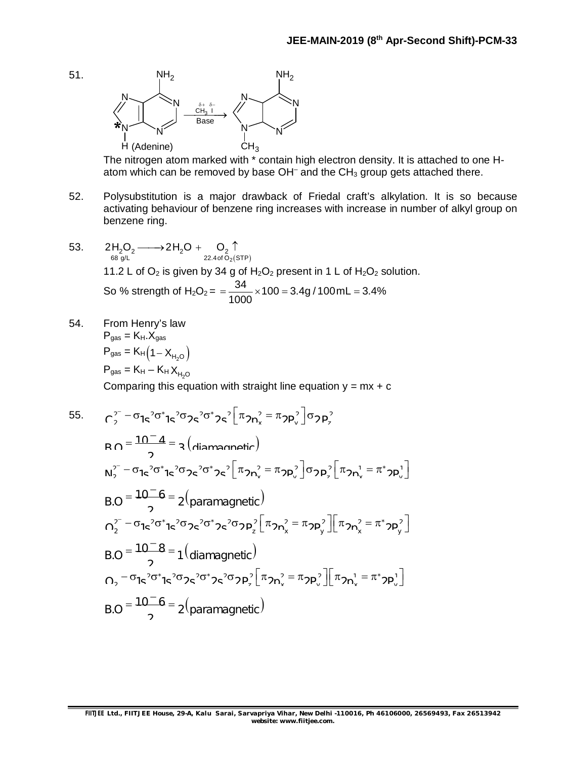51. (Adenine) $\xrightarrow[\text{Base}]{\overset{\delta+}{CH_3}\,\overset{\delta-}{I}}$ (N-methylated product, $N-CH_3$)

The nitrogen atom marked with * contain high electron density. It is attached to one H-atom which can be removed by base $OH^-$ and the $CH_3$ group gets attached there.

52. Polysubstitution is a major drawback of Friedal craft's alkylation. It is so because activating behaviour of benzene ring increases with increase in number of alkyl group on benzene ring.

53. $$\underset{68\ g/L}{2H_2O_2} \longrightarrow 2H_2O + \underset{22.4\ \text{of}\ O_2(STP)}{O_2\uparrow}$$

11.2 L of $O_2$ is given by 34 g of $H_2O_2$ present in 1 L of $H_2O_2$ solution.

So % strength of $H_2O_2 = \frac{34}{1000} \times 100 = 3.4g/100mL = 3.4\%$

54. From Henry's law

$P_{gas} = K_H.X_{gas}$

$P_{gas} = K_H\left(1 - X_{H_2O}\right)$

$P_{gas} = K_H - K_H X_{H_2O}$

Comparing this equation with straight line equation y = mx + c

55. $C_2^{2-} - \sigma 1s^2 \sigma^* 1s^2 \sigma 2s^2 \sigma^* 2s^2 \left[\pi 2p_x^2 = \pi 2p_y^2\right] \sigma 2p_z^2$

$B.O = \frac{10-4}{2} = 3\left(\text{diamagnetic}\right)$

$N_2^{2-} - \sigma 1s^2 \sigma^* 1s^2 \sigma 2s^2 \sigma^* 2s^2 \left[\pi 2p_x^2 = \pi 2p_y^2\right] \sigma 2p_z^2 \left[\pi 2p_x^1 = \pi^* 2p_y^1\right]$

$B.O = \frac{10-6}{2} = 2\left(\text{paramagnetic}\right)$

$O_2^{2-} - \sigma 1s^2 \sigma^* 1s^2 \sigma 2s^2 \sigma^* 2s^2 \sigma 2p_z^2 \left[\pi 2p_x^2 = \pi 2p_y^2\right]\left[\pi 2p_x^2 = \pi^* 2p_y^2\right]$

$B.O = \frac{10-8}{2} = 1\left(\text{diamagnetic}\right)$

$O_2 - \sigma 1s^2 \sigma^* 1s^2 \sigma 2s^2 \sigma^* 2s^2 \sigma 2p_z^2 \left[\pi 2p_x^2 = \pi 2p_y^2\right]\left[\pi 2p_x^1 = \pi^* 2p_y^1\right]$

$B.O = \frac{10-6}{2} = 2\left(\text{paramagnetic}\right)$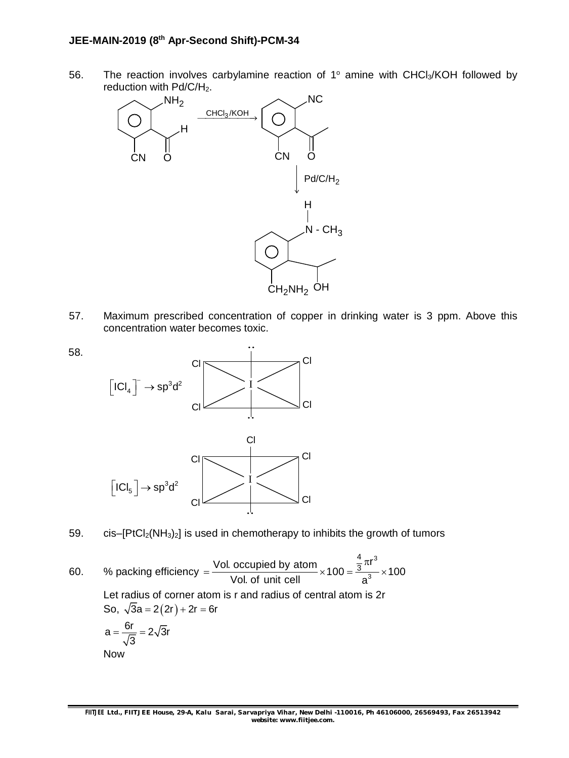56. The reaction involves carbylamine reaction of 1° amine with $CHCl_3$/KOH followed by reduction with Pd/C/$H_2$.

NH$_2$, CN, CHO substituted benzene $\xrightarrow{CHCl_3/KOH}$ NC, CN, COCH$_3$ substituted benzene $\xrightarrow{Pd/C/H_2}$ NH–CH$_3$, CH$_2$NH$_2$, CH(OH)CH$_3$ substituted benzene

57. Maximum prescribed concentration of copper in drinking water is 3 ppm. Above this concentration water becomes toxic.

58. $\left[ICl_4\right]^- \rightarrow sp^3d^2$

$\left[ICl_5\right] \rightarrow sp^3d^2$

59. cis–$[PtCl_2(NH_3)_2]$ is used in chemotherapy to inhibits the growth of tumors

60. $$\% \text{ packing efficiency} = \frac{\text{Vol. occupied by atom}}{\text{Vol. of unit cell}} \times 100 = \frac{\frac{4}{3}\pi r^3}{a^3} \times 100$$

Let radius of corner atom is r and radius of central atom is 2r

So, $\sqrt{3}a = 2(2r) + 2r = 6r$

$$a = \frac{6r}{\sqrt{3}} = 2\sqrt{3}r$$

Now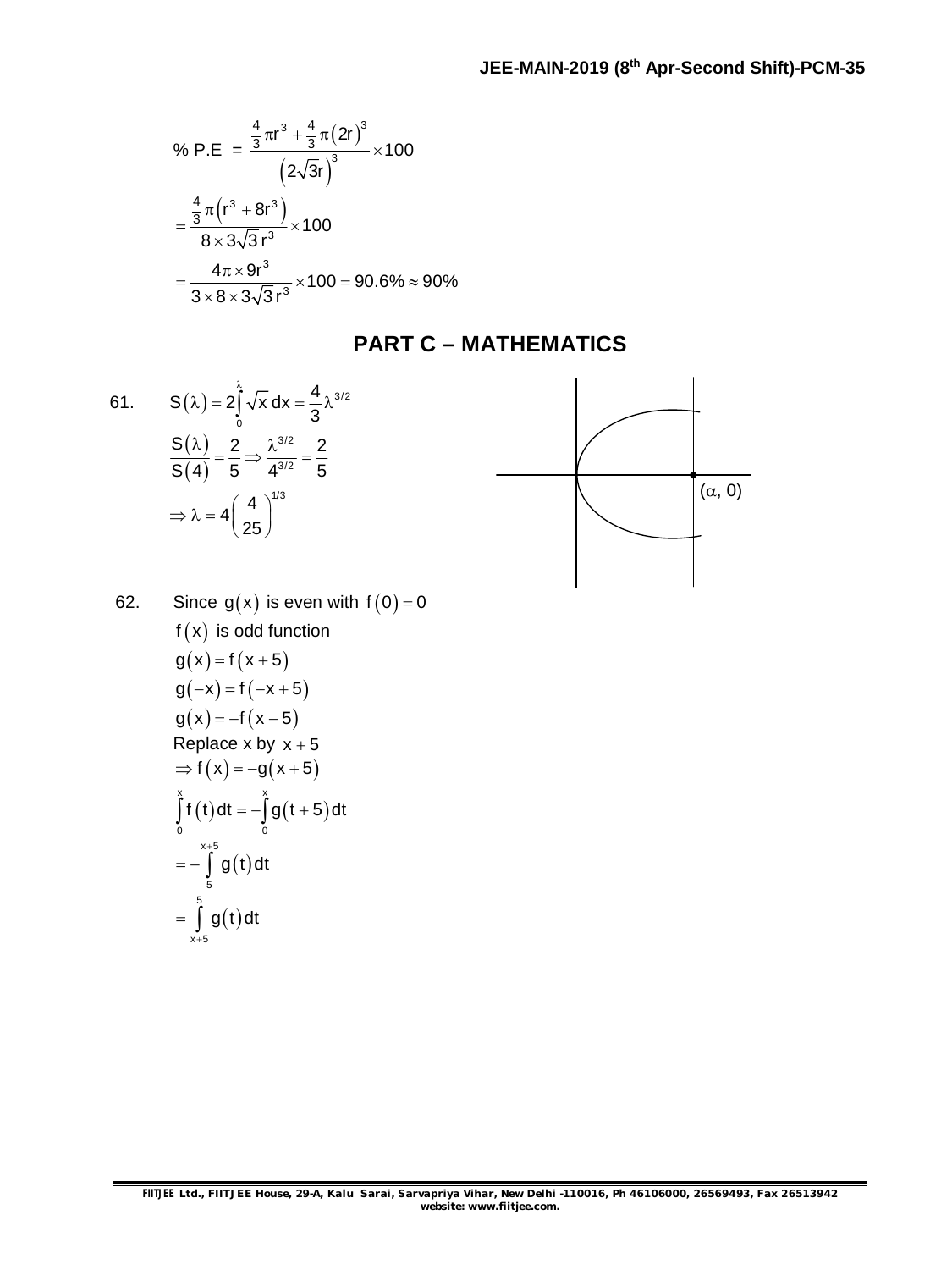$$\% \text{ P.E } = \frac{\frac{4}{3}\pi r^3 + \frac{4}{3}\pi(2r)^3}{\left(2\sqrt{3}r\right)^3} \times 100$$

$$= \frac{\frac{4}{3}\pi\left(r^3 + 8r^3\right)}{8 \times 3\sqrt{3}\,r^3} \times 100$$

$$= \frac{4\pi \times 9r^3}{3 \times 8 \times 3\sqrt{3}\,r^3} \times 100 = 90.6\% \approx 90\%$$

## PART C – MATHEMATICS

61. $S(\lambda) = 2\int_0^{\lambda} \sqrt{x}\,dx = \frac{4}{3}\lambda^{3/2}$

$$\frac{S(\lambda)}{S(4)} = \frac{2}{5} \Rightarrow \frac{\lambda^{3/2}}{4^{3/2}} = \frac{2}{5}$$

$$\Rightarrow \lambda = 4\left(\frac{4}{25}\right)^{1/3}$$

$(\alpha, 0)$

62. Since $g(x)$ is even with $f(0) = 0$

$f(x)$ is odd function

$g(x) = f(x+5)$

$g(-x) = f(-x+5)$

$g(x) = -f(x-5)$

Replace x by $x+5$

$\Rightarrow f(x) = -g(x+5)$

$$\int_0^x f(t)\,dt = -\int_0^x g(t+5)\,dt$$

$$= -\int_5^{x+5} g(t)\,dt$$

$$= \int_{x+5}^{5} g(t)\,dt$$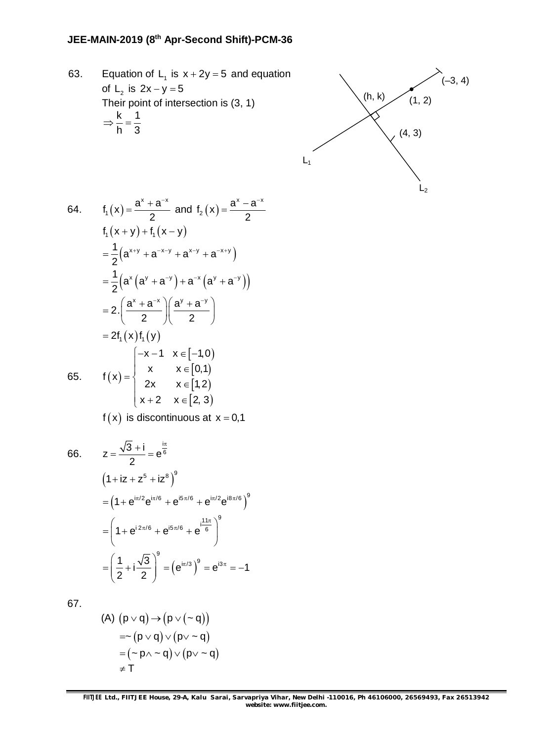63. Equation of $L_1$ is $x + 2y = 5$ and equation of $L_2$ is $2x - y = 5$

Their point of intersection is (3, 1)

$$\Rightarrow \frac{k}{h} = \frac{1}{3}$$

(–3, 4)

(h, k)

(1, 2)

(4, 3)

$L_1$

$L_2$

64. $f_1(x) = \dfrac{a^x + a^{-x}}{2}$ and $f_2(x) = \dfrac{a^x - a^{-x}}{2}$

$$f_1(x+y) + f_1(x-y)$$

$$= \frac{1}{2}\left(a^{x+y} + a^{-x-y} + a^{x-y} + a^{-x+y}\right)$$

$$= \frac{1}{2}\left(a^x\left(a^y + a^{-y}\right) + a^{-x}\left(a^y + a^{-y}\right)\right)$$

$$= 2.\left(\frac{a^x + a^{-x}}{2}\right)\left(\frac{a^y + a^{-y}}{2}\right)$$

$$= 2f_1(x)f_1(y)$$

65. 
$$f(x) = \begin{cases} -x-1 & x \in [-1, 0) \\ x & x \in [0, 1) \\ 2x & x \in [1, 2) \\ x+2 & x \in [2, 3) \end{cases}$$

$f(x)$ is discontinuous at $x = 0, 1$

66. $z = \dfrac{\sqrt{3} + i}{2} = e^{\frac{i\pi}{6}}$

$$\left(1 + iz + z^5 + iz^8\right)^9$$

$$= \left(1 + e^{i\pi/2}e^{i\pi/6} + e^{i5\pi/6} + e^{i\pi/2}e^{i8\pi/6}\right)^9$$

$$= \left(1 + e^{i\,2\pi/6} + e^{i5\pi/6} + e^{i\frac{11\pi}{6}}\right)^9$$

$$= \left(\frac{1}{2} + i\frac{\sqrt{3}}{2}\right)^9 = \left(e^{i\pi/3}\right)^9 = e^{i3\pi} = -1$$

67. 

(A) $(p \vee q) \rightarrow (p \vee (\sim q))$

$$= \sim(p \vee q) \vee (p \vee \sim q)$$

$$= (\sim p \wedge \sim q) \vee (p \vee \sim q)$$

$$\neq T$$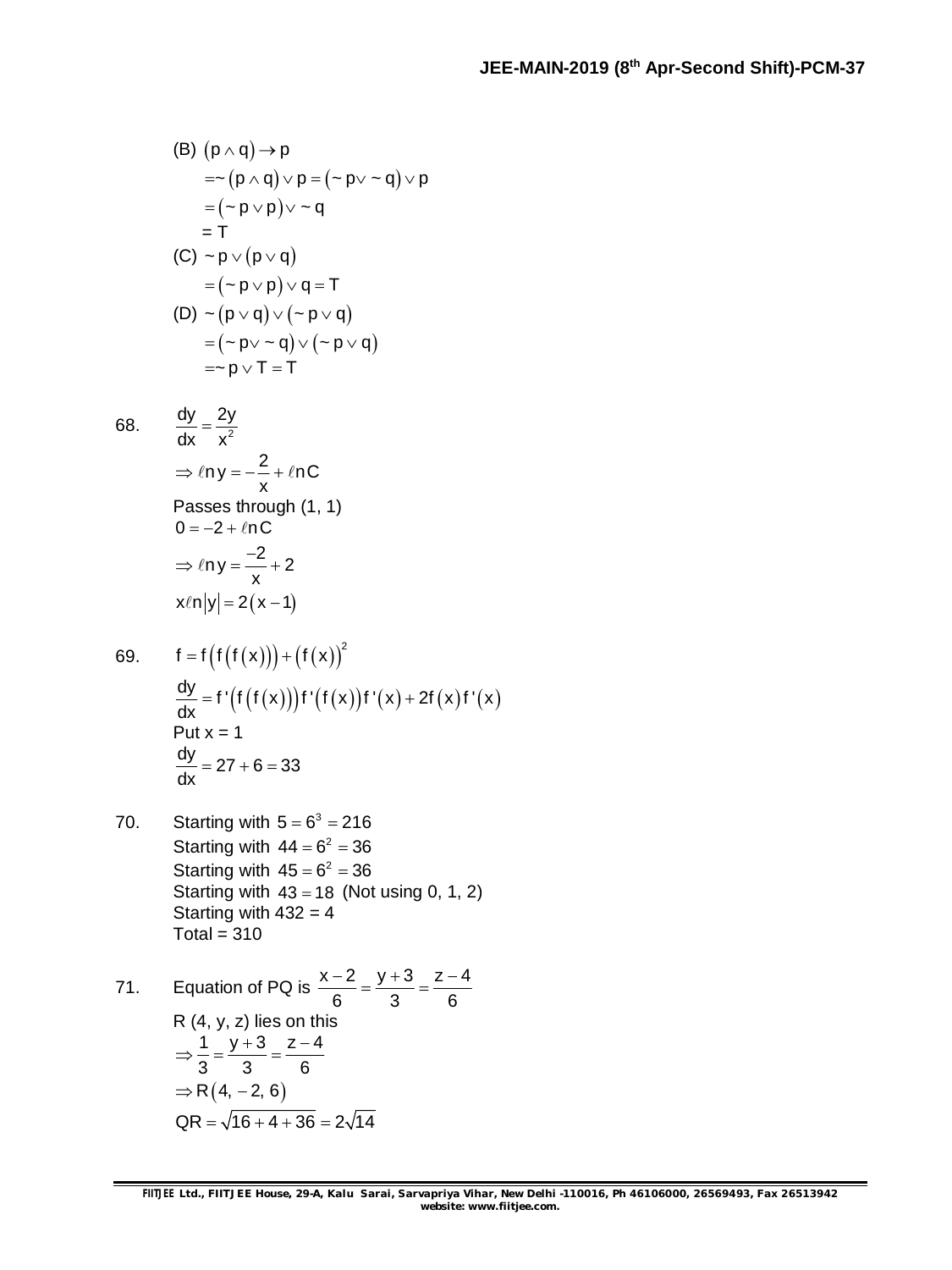(B) $(p \wedge q) \rightarrow p$

$= \sim (p \wedge q) \vee p = (\sim p \vee \sim q) \vee p$

$= (\sim p \vee p) \vee \sim q$

$= T$

(C) $\sim p \vee (p \vee q)$

$= (\sim p \vee p) \vee q = T$

(D) $\sim (p \vee q) \vee (\sim p \vee q)$

$= (\sim p \vee \sim q) \vee (\sim p \vee q)$

$= \sim p \vee T = T$

68. $\dfrac{dy}{dx} = \dfrac{2y}{x^2}$

$\Rightarrow \ell n y = -\dfrac{2}{x} + \ell n C$

Passes through (1, 1)

$0 = -2 + \ell n C$

$\Rightarrow \ell n y = \dfrac{-2}{x} + 2$

$x \ell n |y| = 2(x - 1)$

69. $f = f\left(f\left(f(x)\right)\right) + \left(f(x)\right)^2$

$\dfrac{dy}{dx} = f'\left(f\left(f(x)\right)\right) f'\left(f(x)\right) f'(x) + 2f(x) f'(x)$

Put x = 1

$\dfrac{dy}{dx} = 27 + 6 = 33$

70. Starting with $5 = 6^3 = 216$

Starting with $44 = 6^2 = 36$

Starting with $45 = 6^2 = 36$

Starting with $43 = 18$ (Not using 0, 1, 2)

Starting with 432 = 4

Total = 310

71. Equation of PQ is $\dfrac{x-2}{6} = \dfrac{y+3}{3} = \dfrac{z-4}{6}$

R (4, y, z) lies on this

$\Rightarrow \dfrac{1}{3} = \dfrac{y+3}{3} = \dfrac{z-4}{6}$

$\Rightarrow R(4, -2, 6)$

$QR = \sqrt{16 + 4 + 36} = 2\sqrt{14}$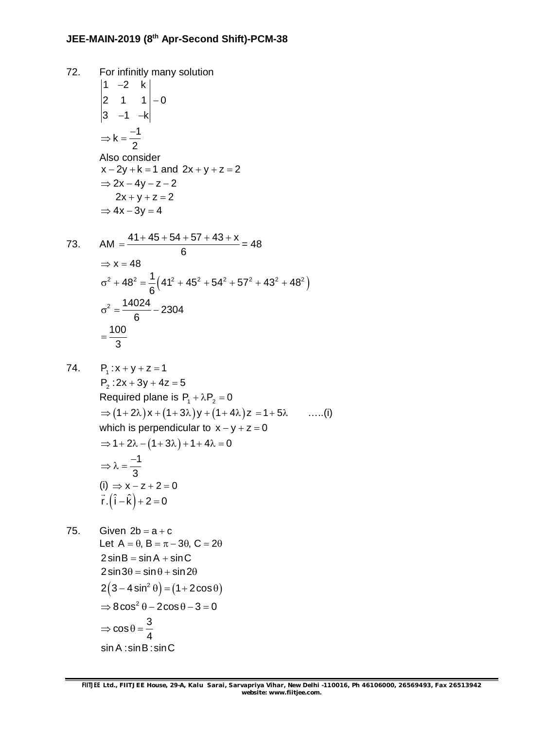72. For infinitly many solution

$$\begin{vmatrix} 1 & -2 & k \\ 2 & 1 & 1 \\ 3 & -1 & -k \end{vmatrix} - 0$$

$$\Rightarrow k = \frac{-1}{2}$$

Also consider

$x - 2y + k = 1$ and $2x + y + z = 2$

$\Rightarrow 2x - 4y - z - 2$

$2x + y + z = 2$

$\Rightarrow 4x - 3y = 4$

73. $AM = \dfrac{41 + 45 + 54 + 57 + 43 + x}{6} = 48$

$\Rightarrow x = 48$

$$\sigma^2 + 48^2 = \frac{1}{6}\left(41^2 + 45^2 + 54^2 + 57^2 + 43^2 + 48^2\right)$$

$$\sigma^2 = \frac{14024}{6} - 2304$$

$$= \frac{100}{3}$$

74. $P_1 : x + y + z = 1$

$P_2 : 2x + 3y + 4z = 5$

Required plane is $P_1 + \lambda P_2 = 0$

$\Rightarrow (1 + 2\lambda)x + (1 + 3\lambda)y + (1 + 4\lambda)z = 1 + 5\lambda$ …..(i)

which is perpendicular to $x - y + z = 0$

$\Rightarrow 1 + 2\lambda - (1 + 3\lambda) + 1 + 4\lambda = 0$

$\Rightarrow \lambda = \dfrac{-1}{3}$

(i) $\Rightarrow x - z + 2 = 0$

$\vec{r}.\left(\hat{i} - \hat{k}\right) + 2 = 0$

75. Given $2b = a + c$

Let $A = \theta,\ B = \pi - 3\theta,\ C = 2\theta$

$2\sin B = \sin A + \sin C$

$2\sin 3\theta = \sin\theta + \sin 2\theta$

$2\left(3 - 4\sin^2\theta\right) = \left(1 + 2\cos\theta\right)$

$\Rightarrow 8\cos^2\theta - 2\cos\theta - 3 = 0$

$\Rightarrow \cos\theta = \dfrac{3}{4}$

$\sin A : \sin B : \sin C$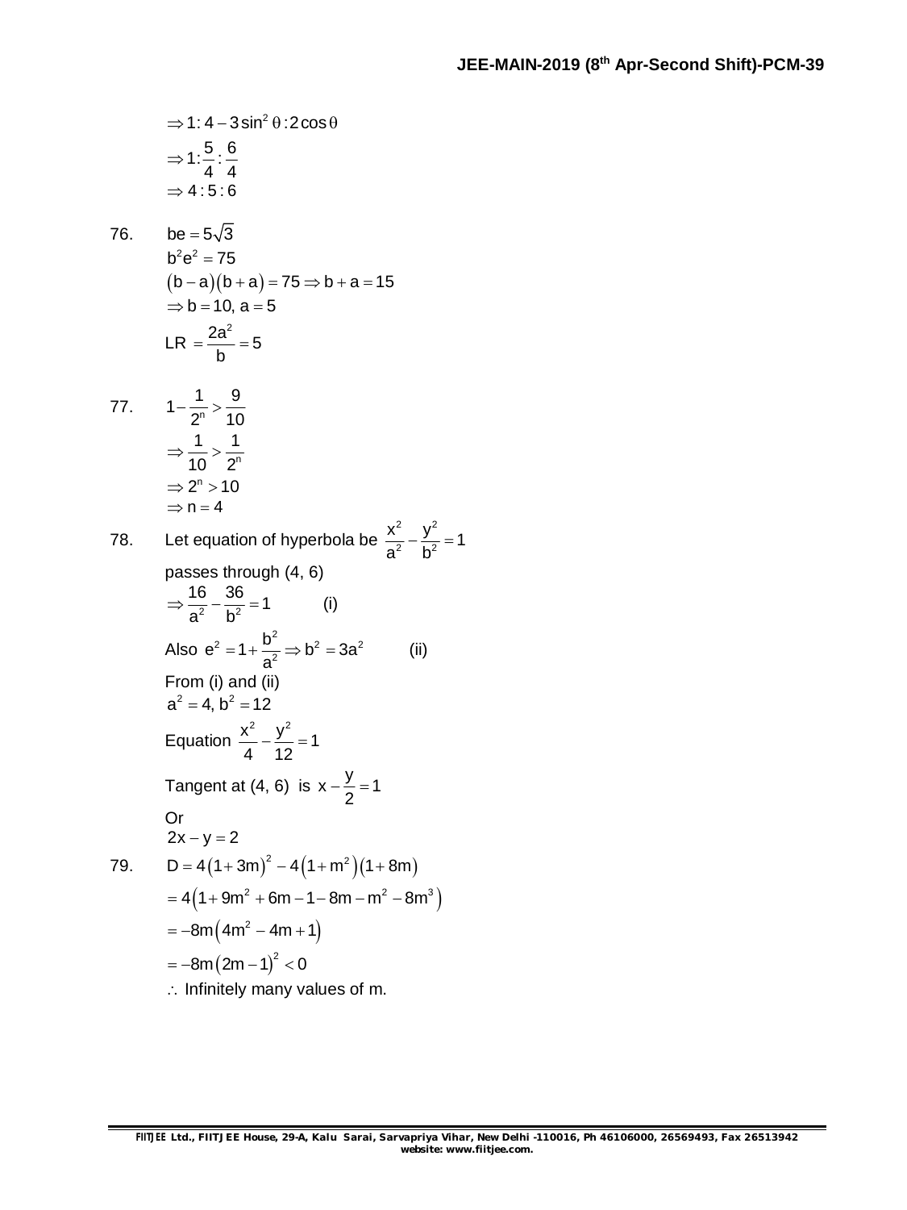$$\Rightarrow 1 : 4 - 3\sin^2\theta : 2\cos\theta$$

$$\Rightarrow 1 : \frac{5}{4} : \frac{6}{4}$$

$$\Rightarrow 4 : 5 : 6$$

76. $be = 5\sqrt{3}$

$$b^2e^2 = 75$$

$$(b - a)(b + a) = 75 \Rightarrow b + a = 15$$

$$\Rightarrow b = 10,\ a = 5$$

$$LR = \frac{2a^2}{b} = 5$$

77. $1 - \frac{1}{2^n} > \frac{9}{10}$

$$\Rightarrow \frac{1}{10} > \frac{1}{2^n}$$

$$\Rightarrow 2^n > 10$$

$$\Rightarrow n = 4$$

78. Let equation of hyperbola be $\frac{x^2}{a^2} - \frac{y^2}{b^2} = 1$

passes through (4, 6)

$$\Rightarrow \frac{16}{a^2} - \frac{36}{b^2} = 1 \qquad \text{(i)}$$

Also $e^2 = 1 + \frac{b^2}{a^2} \Rightarrow b^2 = 3a^2 \qquad \text{(ii)}$

From (i) and (ii)

$a^2 = 4,\ b^2 = 12$

Equation $\frac{x^2}{4} - \frac{y^2}{12} = 1$

Tangent at (4, 6) is $x - \frac{y}{2} = 1$

Or

$2x - y = 2$

79. $D = 4(1 + 3m)^2 - 4(1 + m^2)(1 + 8m)$

$$= 4(1 + 9m^2 + 6m - 1 - 8m - m^2 - 8m^3)$$

$$= -8m(4m^2 - 4m + 1)$$

$$= -8m(2m - 1)^2 < 0$$

$\therefore$ Infinitely many values of m.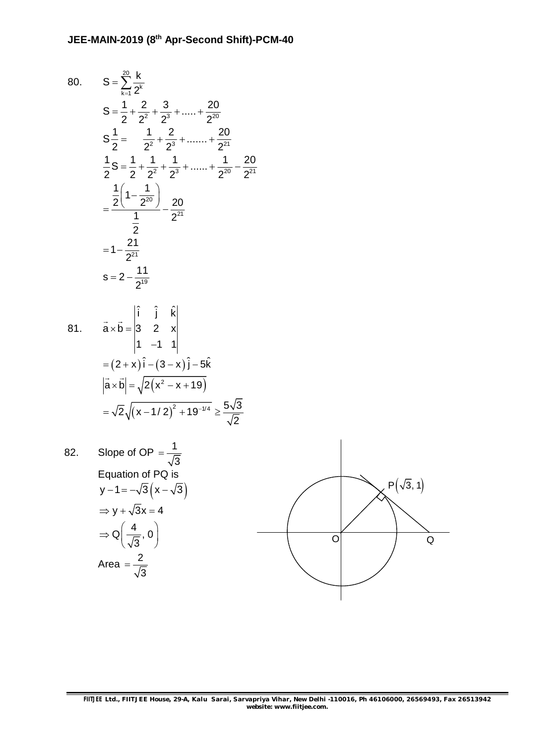80. $S = \sum_{k=1}^{20} \frac{k}{2^k}$

$$S = \frac{1}{2} + \frac{2}{2^2} + \frac{3}{2^3} + ..... + \frac{20}{2^{20}}$$

$$S\frac{1}{2} = \quad \frac{1}{2^2} + \frac{2}{2^3} + ....... + \frac{20}{2^{21}}$$

$$\frac{1}{2}S = \frac{1}{2} + \frac{1}{2^2} + \frac{1}{2^3} + ...... + \frac{1}{2^{20}} - \frac{20}{2^{21}}$$

$$= \frac{\frac{1}{2}\left(1 - \frac{1}{2^{20}}\right)}{\frac{1}{2}} - \frac{20}{2^{21}}$$

$$= 1 - \frac{21}{2^{21}}$$

$$s = 2 - \frac{11}{2^{19}}$$

81. $$\vec{a} \times \vec{b} = \begin{vmatrix} \hat{i} & \hat{j} & \hat{k} \\ 3 & 2 & x \\ 1 & -1 & 1 \end{vmatrix}$$

$$= (2 + x)\hat{i} - (3 - x)\hat{j} - 5\hat{k}$$

$$\left|\vec{a} \times \vec{b}\right| = \sqrt{2\left(x^2 - x + 19\right)}$$

$$= \sqrt{2}\sqrt{\left(x - 1/2\right)^2 + 19^{-1/4}} \geq \frac{5\sqrt{3}}{\sqrt{2}}$$

82. Slope of OP $= \frac{1}{\sqrt{3}}$

Equation of PQ is

$$y - 1 = -\sqrt{3}\left(x - \sqrt{3}\right)$$

$$\Rightarrow y + \sqrt{3}x = 4$$

$$\Rightarrow Q\left(\frac{4}{\sqrt{3}}, 0\right)$$

Area $= \frac{2}{\sqrt{3}}$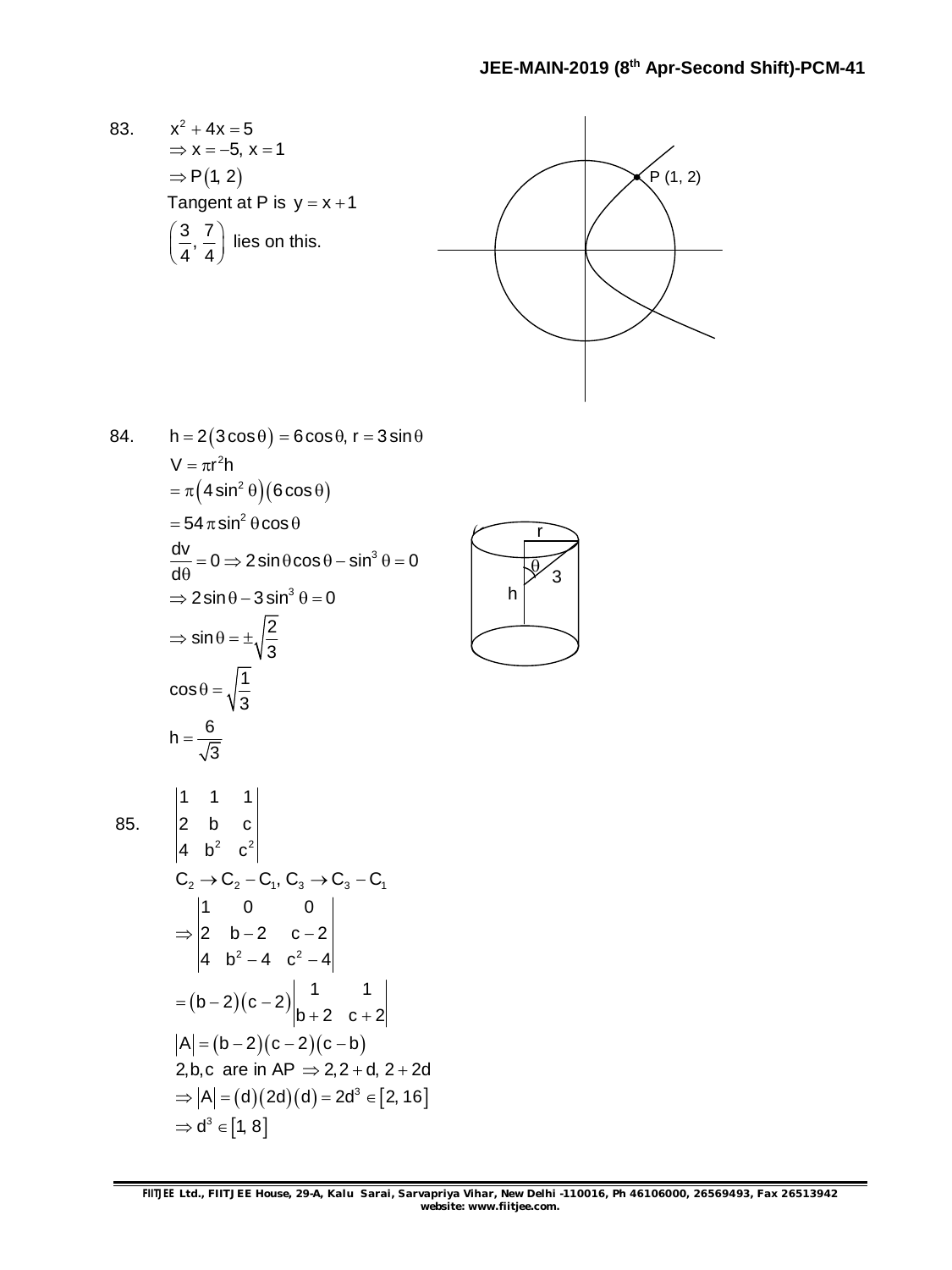83. $x^2 + 4x = 5$

$\Rightarrow x = -5,\ x = 1$

$\Rightarrow P(1, 2)$

Tangent at P is $y = x + 1$

$\left(\frac{3}{4}, \frac{7}{4}\right)$ lies on this.

84. $h = 2(3\cos\theta) = 6\cos\theta,\ r = 3\sin\theta$

$V = \pi r^2 h$

$= \pi\left(4\sin^2\theta\right)(6\cos\theta)$

$= 54\pi\sin^2\theta\cos\theta$

$\frac{dv}{d\theta} = 0 \Rightarrow 2\sin\theta\cos\theta - \sin^3\theta = 0$

$\Rightarrow 2\sin\theta - 3\sin^3\theta = 0$

$\Rightarrow \sin\theta = \pm\sqrt{\frac{2}{3}}$

$\cos\theta = \sqrt{\frac{1}{3}}$

$h = \frac{6}{\sqrt{3}}$

85. $\begin{vmatrix} 1 & 1 & 1 \\ 2 & b & c \\ 4 & b^2 & c^2 \end{vmatrix}$

$C_2 \to C_2 - C_1,\ C_3 \to C_3 - C_1$

$\Rightarrow \begin{vmatrix} 1 & 0 & 0 \\ 2 & b-2 & c-2 \\ 4 & b^2-4 & c^2-4 \end{vmatrix}$

$= (b-2)(c-2)\begin{vmatrix} 1 & 1 \\ b+2 & c+2 \end{vmatrix}$

$|A| = (b-2)(c-2)(c-b)$

$2, b, c$ are in AP $\Rightarrow 2, 2+d, 2+2d$

$\Rightarrow |A| = (d)(2d)(d) = 2d^3 \in [2, 16]$

$\Rightarrow d^3 \in [1, 8]$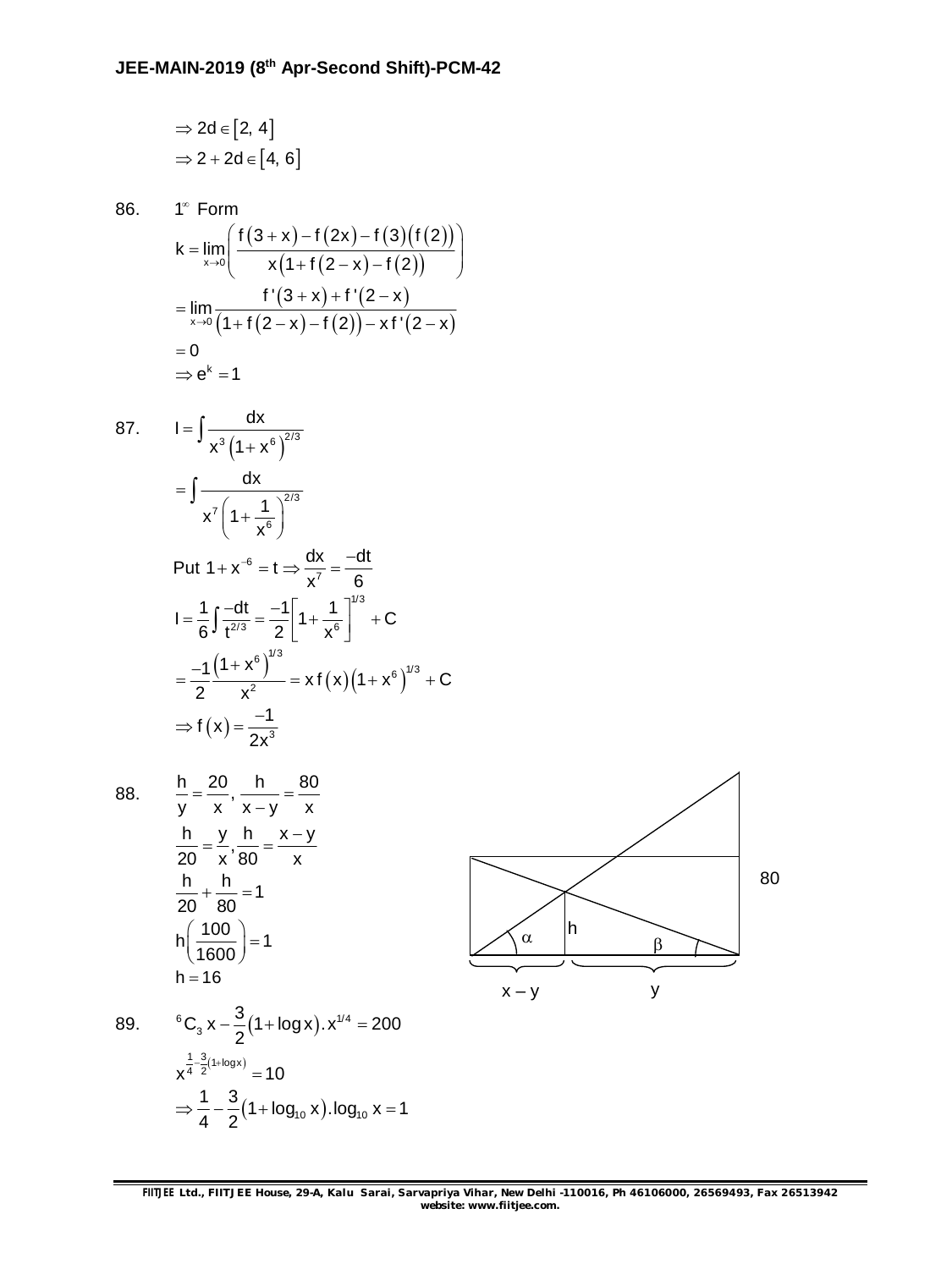$$\Rightarrow 2d \in [2, 4]$$
$$\Rightarrow 2 + 2d \in [4, 6]$$

86. $1^{\infty}$ Form

$$k = \lim_{x \to 0}\left(\frac{f(3+x) - f(2x) - f(3)(f(2))}{x(1 + f(2-x) - f(2))}\right)$$
$$= \lim_{x \to 0}\frac{f'(3+x) + f'(2-x)}{(1 + f(2-x) - f(2)) - xf'(2-x)}$$
$$= 0$$
$$\Rightarrow e^k = 1$$

87. $$I = \int \frac{dx}{x^3(1+x^6)^{2/3}}$$
$$= \int \frac{dx}{x^7\left(1+\frac{1}{x^6}\right)^{2/3}}$$

Put $1 + x^{-6} = t \Rightarrow \frac{dx}{x^7} = \frac{-dt}{6}$

$$I = \frac{1}{6}\int \frac{-dt}{t^{2/3}} = \frac{-1}{2}\left[1 + \frac{1}{x^6}\right]^{1/3} + C$$
$$= \frac{-1}{2}\frac{(1+x^6)^{1/3}}{x^2} = x f(x)(1+x^6)^{1/3} + C$$
$$\Rightarrow f(x) = \frac{-1}{2x^3}$$

88. $$\frac{h}{y} = \frac{20}{x},\ \frac{h}{x-y} = \frac{80}{x}$$
$$\frac{h}{20} = \frac{y}{x}, \frac{h}{80} = \frac{x-y}{x}$$
$$\frac{h}{20} + \frac{h}{80} = 1$$
$$h\left(\frac{100}{1600}\right) = 1$$
$$h = 16$$

89. $${}^6C_3\, x - \frac{3}{2}(1 + \log x).x^{1/4} = 200$$
$$x^{\frac{1}{4} - \frac{3}{2}(1+\log x)} = 10$$
$$\Rightarrow \frac{1}{4} - \frac{3}{2}(1 + \log_{10} x).\log_{10} x = 1$$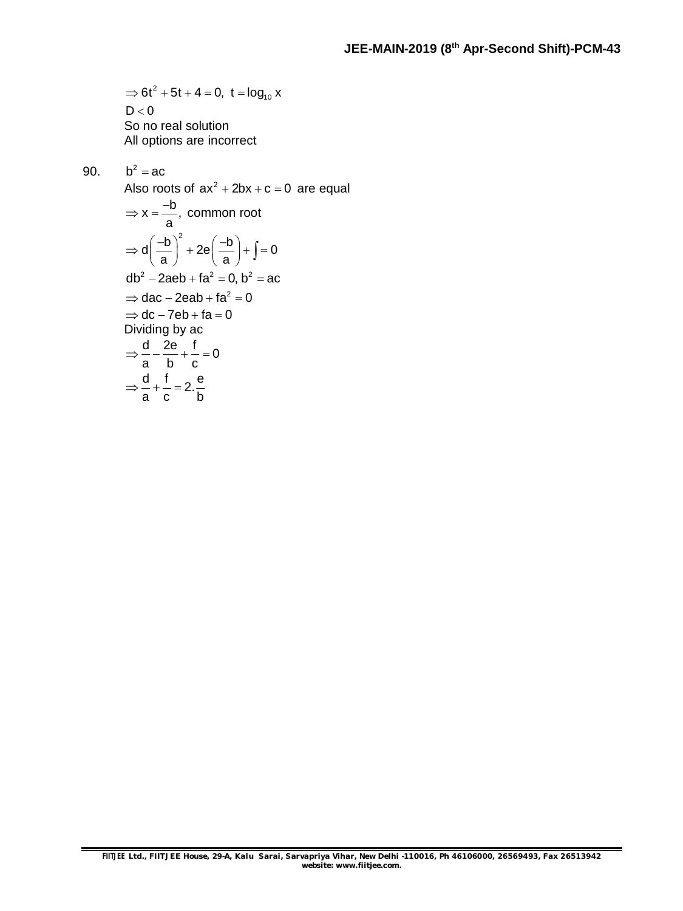$\Rightarrow 6t^2 + 5t + 4 = 0,\ t = \log_{10} x$

$D < 0$

So no real solution

All options are incorrect

90. $b^2 = ac$

Also roots of $ax^2 + 2bx + c = 0$ are equal

$\Rightarrow x = \frac{-b}{a},$ common root

$\Rightarrow d\left(\frac{-b}{a}\right)^2 + 2e\left(\frac{-b}{a}\right) + \int = 0$

$db^2 - 2aeb + fa^2 = 0,\ b^2 = ac$

$\Rightarrow dac - 2eab + fa^2 = 0$

$\Rightarrow dc - 7eb + fa = 0$

Dividing by ac

$\Rightarrow \frac{d}{a} - \frac{2e}{b} + \frac{f}{c} = 0$

$\Rightarrow \frac{d}{a} + \frac{f}{c} = 2.\frac{e}{b}$